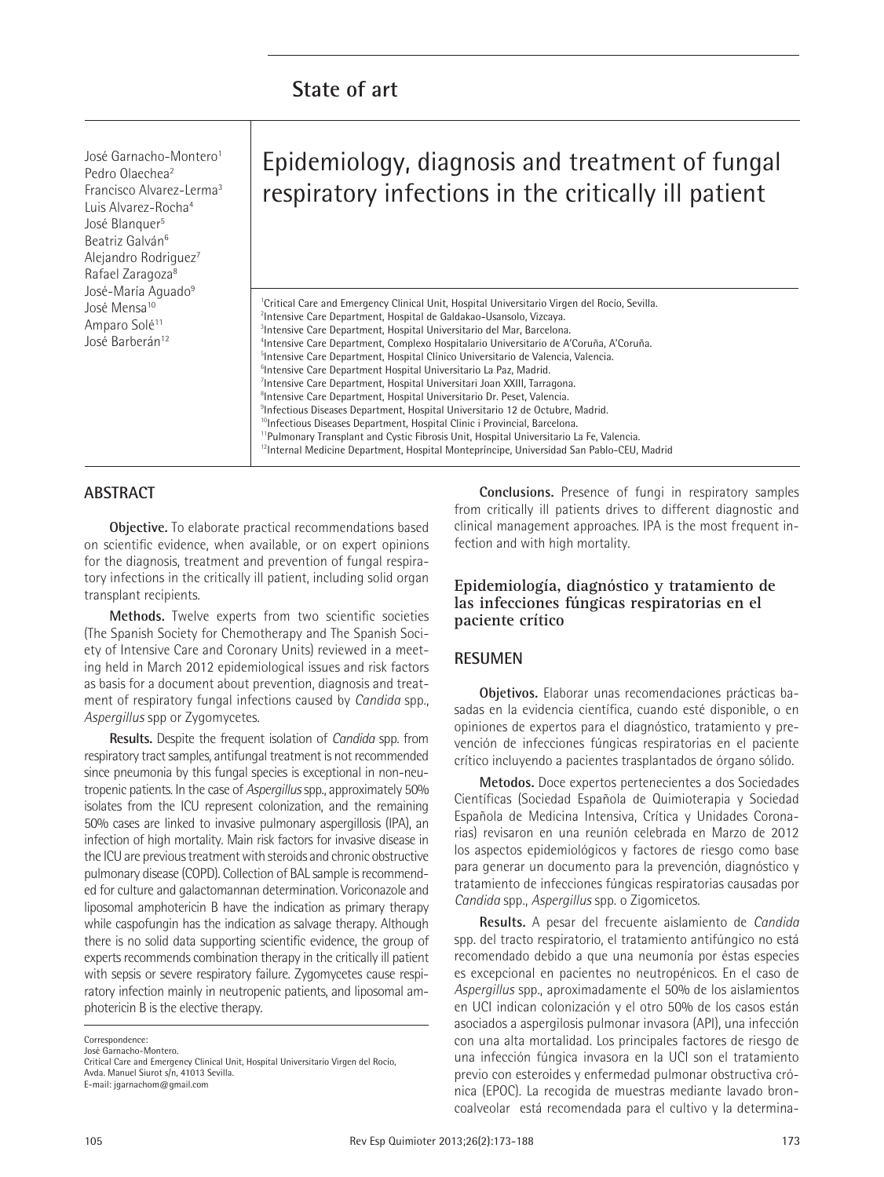## State of art

# Epidemiology, diagnosis and treatment of fungal respiratory infections in the critically ill patient

José Garnacho-Montero[1]
Pedro Olaechea[2]
Francisco Alvarez-Lerma[3]
Luis Alvarez-Rocha[4]
José Blanquer[5]
Beatriz Galván[6]
Alejandro Rodriguez[7]
Rafael Zaragoza[8]
José-María Aguado[9]
José Mensa[10]
Amparo Solé[11]
José Barberán[12]

[1]Critical Care and Emergency Clinical Unit, Hospital Universitario Virgen del Rocío, Sevilla.
[2]Intensive Care Department, Hospital de Galdakao-Usansolo, Vizcaya.
[3]Intensive Care Department, Hospital Universitario del Mar, Barcelona.
[4]Intensive Care Department, Complexo Hospitalario Universitario de A'Coruña, A'Coruña.
[5]Intensive Care Department, Hospital Clínico Universitario de Valencia, Valencia.
[6]Intensive Care Department Hospital Universitario La Paz, Madrid.
[7]Intensive Care Department, Hospital Universitari Joan XXIII, Tarragona.
[8]Intensive Care Department, Hospital Universitario Dr. Peset, Valencia.
[9]Infectious Diseases Department, Hospital Universitario 12 de Octubre, Madrid.
[10]Infectious Diseases Department, Hospital Clinic i Provincial, Barcelona.
[11]Pulmonary Transplant and Cystic Fibrosis Unit, Hospital Universitario La Fe, Valencia.
[12]Internal Medicine Department, Hospital Montepríncipe, Universidad San Pablo-CEU, Madrid

## ABSTRACT

**Objective.** To elaborate practical recommendations based on scientific evidence, when available, or on expert opinions for the diagnosis, treatment and prevention of fungal respiratory infections in the critically ill patient, including solid organ transplant recipients.

**Methods.** Twelve experts from two scientific societies (The Spanish Society for Chemotherapy and The Spanish Society of Intensive Care and Coronary Units) reviewed in a meeting held in March 2012 epidemiological issues and risk factors as basis for a document about prevention, diagnosis and treatment of respiratory fungal infections caused by *Candida* spp., *Aspergillus* spp or Zygomycetes.

**Results.** Despite the frequent isolation of *Candida* spp. from respiratory tract samples, antifungal treatment is not recommended since pneumonia by this fungal species is exceptional in non-neutropenic patients. In the case of *Aspergillus* spp., approximately 50% isolates from the ICU represent colonization, and the remaining 50% cases are linked to invasive pulmonary aspergillosis (IPA), an infection of high mortality. Main risk factors for invasive disease in the ICU are previous treatment with steroids and chronic obstructive pulmonary disease (COPD). Collection of BAL sample is recommended for culture and galactomannan determination. Voriconazole and liposomal amphotericin B have the indication as primary therapy while caspofungin has the indication as salvage therapy. Although there is no solid data supporting scientific evidence, the group of experts recommends combination therapy in the critically ill patient with sepsis or severe respiratory failure. Zygomycetes cause respiratory infection mainly in neutropenic patients, and liposomal amphotericin B is the elective therapy.

**Conclusions.** Presence of fungi in respiratory samples from critically ill patients drives to different diagnostic and clinical management approaches. IPA is the most frequent infection and with high mortality.

### Epidemiología, diagnóstico y tratamiento de las infecciones fúngicas respiratorias en el paciente crítico

## RESUMEN

**Objetivos.** Elaborar unas recomendaciones prácticas basadas en la evidencia científica, cuando esté disponible, o en opiniones de expertos para el diagnóstico, tratamiento y prevención de infecciones fúngicas respiratorias en el paciente crítico incluyendo a pacientes trasplantados de órgano sólido.

**Metodos.** Doce expertos pertenecientes a dos Sociedades Científicas (Sociedad Española de Quimioterapia y Sociedad Española de Medicina Intensiva, Crítica y Unidades Coronarias) revisaron en una reunión celebrada en Marzo de 2012 los aspectos epidemiológicos y factores de riesgo como base para generar un documento para la prevención, diagnóstico y tratamiento de infecciones fúngicas respiratorias causadas por *Candida* spp., *Aspergillus* spp. o Zigomicetos.

**Results.** A pesar del frecuente aislamiento de *Candida* spp. del tracto respiratorio, el tratamiento antifúngico no está recomendado debido a que una neumonía por éstas especies es excepcional en pacientes no neutropénicos. En el caso de *Aspergillus* spp., aproximadamente el 50% de los aislamientos en UCI indican colonización y el otro 50% de los casos están asociados a aspergilosis pulmonar invasora (API), una infección con una alta mortalidad. Los principales factores de riesgo de una infección fúngica invasora en la UCI son el tratamiento previo con esteroides y enfermedad pulmonar obstructiva crónica (EPOC). La recogida de muestras mediante lavado broncoalveolar está recomendada para el cultivo y la determina-

Correspondence:
José Garnacho-Montero.
Critical Care and Emergency Clinical Unit, Hospital Universitario Virgen del Rocío,
Avda. Manuel Siurot s/n, 41013 Sevilla.
E-mail: jgarnachom@gmail.com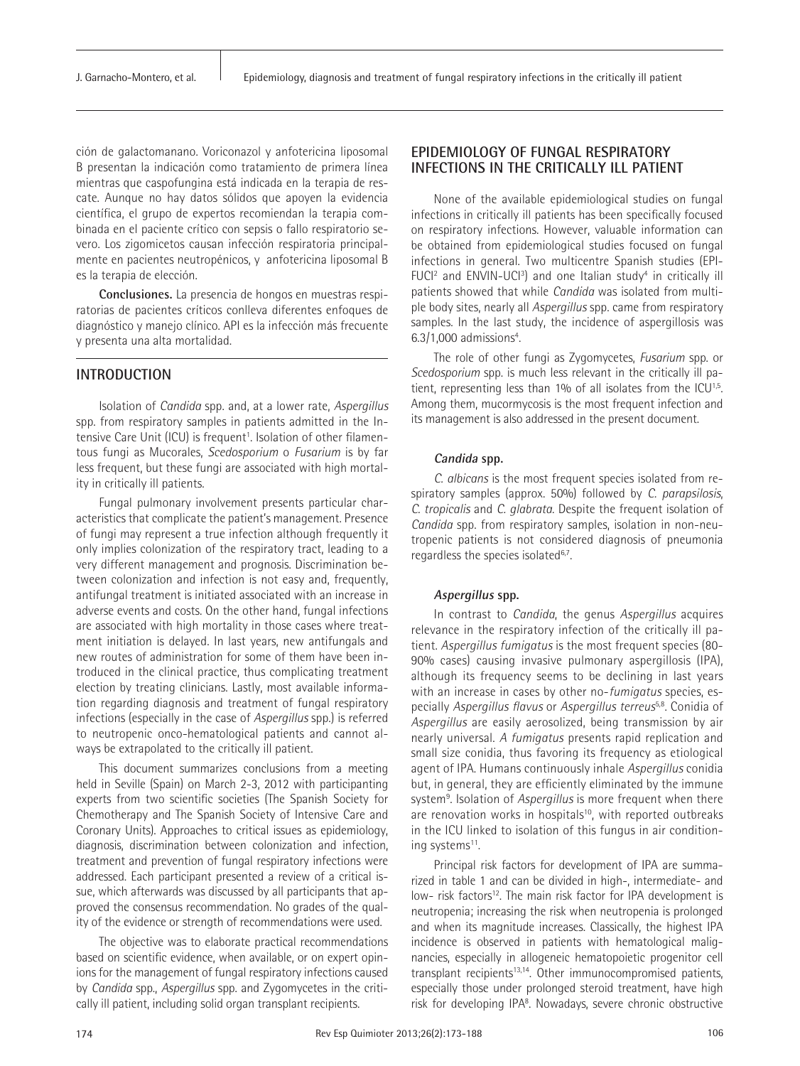ción de galactomanano. Voriconazol y anfotericina liposomal B presentan la indicación como tratamiento de primera línea mientras que caspofungina está indicada en la terapia de rescate. Aunque no hay datos sólidos que apoyen la evidencia científica, el grupo de expertos recomiendan la terapia combinada en el paciente crítico con sepsis o fallo respiratorio severo. Los zigomicetos causan infección respiratoria principalmente en pacientes neutropénicos, y anfotericina liposomal B es la terapia de elección.

**Conclusiones.** La presencia de hongos en muestras respiratorias de pacientes críticos conlleva diferentes enfoques de diagnóstico y manejo clínico. API es la infección más frecuente y presenta una alta mortalidad.

## INTRODUCTION

Isolation of *Candida* spp. and, at a lower rate, *Aspergillus* spp. from respiratory samples in patients admitted in the Intensive Care Unit (ICU) is frequent[1]. Isolation of other filamentous fungi as Mucorales, *Scedosporium* o *Fusarium* is by far less frequent, but these fungi are associated with high mortality in critically ill patients.

Fungal pulmonary involvement presents particular characteristics that complicate the patient's management. Presence of fungi may represent a true infection although frequently it only implies colonization of the respiratory tract, leading to a very different management and prognosis. Discrimination between colonization and infection is not easy and, frequently, antifungal treatment is initiated associated with an increase in adverse events and costs. On the other hand, fungal infections are associated with high mortality in those cases where treatment initiation is delayed. In last years, new antifungals and new routes of administration for some of them have been introduced in the clinical practice, thus complicating treatment election by treating clinicians. Lastly, most available information regarding diagnosis and treatment of fungal respiratory infections (especially in the case of *Aspergillus* spp.) is referred to neutropenic onco-hematological patients and cannot always be extrapolated to the critically ill patient.

This document summarizes conclusions from a meeting held in Seville (Spain) on March 2-3, 2012 with participanting experts from two scientific societies (The Spanish Society for Chemotherapy and The Spanish Society of Intensive Care and Coronary Units). Approaches to critical issues as epidemiology, diagnosis, discrimination between colonization and infection, treatment and prevention of fungal respiratory infections were addressed. Each participant presented a review of a critical issue, which afterwards was discussed by all participants that approved the consensus recommendation. No grades of the quality of the evidence or strength of recommendations were used.

The objective was to elaborate practical recommendations based on scientific evidence, when available, or on expert opinions for the management of fungal respiratory infections caused by *Candida* spp., *Aspergillus* spp. and Zygomycetes in the critically ill patient, including solid organ transplant recipients.

## EPIDEMIOLOGY OF FUNGAL RESPIRATORY INFECTIONS IN THE CRITICALLY ILL PATIENT

None of the available epidemiological studies on fungal infections in critically ill patients has been specifically focused on respiratory infections. However, valuable information can be obtained from epidemiological studies focused on fungal infections in general. Two multicentre Spanish studies (EPIFUCI[2] and ENVIN-UCI[3]) and one Italian study[4] in critically ill patients showed that while *Candida* was isolated from multiple body sites, nearly all *Aspergillus* spp. came from respiratory samples. In the last study, the incidence of aspergillosis was 6.3/1,000 admissions[4].

The role of other fungi as Zygomycetes, *Fusarium* spp. or *Scedosporium* spp. is much less relevant in the critically ill patient, representing less than 1% of all isolates from the ICU[1,5]. Among them, mucormycosis is the most frequent infection and its management is also addressed in the present document.

### *Candida* spp.

*C. albicans* is the most frequent species isolated from respiratory samples (approx. 50%) followed by *C. parapsilosis*, *C. tropicalis* and *C. glabrata*. Despite the frequent isolation of *Candida* spp. from respiratory samples, isolation in non-neutropenic patients is not considered diagnosis of pneumonia regardless the species isolated[6,7].

### *Aspergillus* spp.

In contrast to *Candida*, the genus *Aspergillus* acquires relevance in the respiratory infection of the critically ill patient. *Aspergillus fumigatus* is the most frequent species (80-90% cases) causing invasive pulmonary aspergillosis (IPA), although its frequency seems to be declining in last years with an increase in cases by other no-*fumigatus* species, especially *Aspergillus flavus* or *Aspergillus terreus*[5,8]. Conidia of *Aspergillus* are easily aerosolized, being transmission by air nearly universal. *A fumigatus* presents rapid replication and small size conidia, thus favoring its frequency as etiological agent of IPA. Humans continuously inhale *Aspergillus* conidia but, in general, they are efficiently eliminated by the immune system[9]. Isolation of *Aspergillus* is more frequent when there are renovation works in hospitals[10], with reported outbreaks in the ICU linked to isolation of this fungus in air conditioning systems[11].

Principal risk factors for development of IPA are summarized in table 1 and can be divided in high-, intermediate- and low- risk factors[12]. The main risk factor for IPA development is neutropenia; increasing the risk when neutropenia is prolonged and when its magnitude increases. Classically, the highest IPA incidence is observed in patients with hematological malignancies, especially in allogeneic hematopoietic progenitor cell transplant recipients[13,14]. Other immunocompromised patients, especially those under prolonged steroid treatment, have high risk for developing IPA[8]. Nowadays, severe chronic obstructive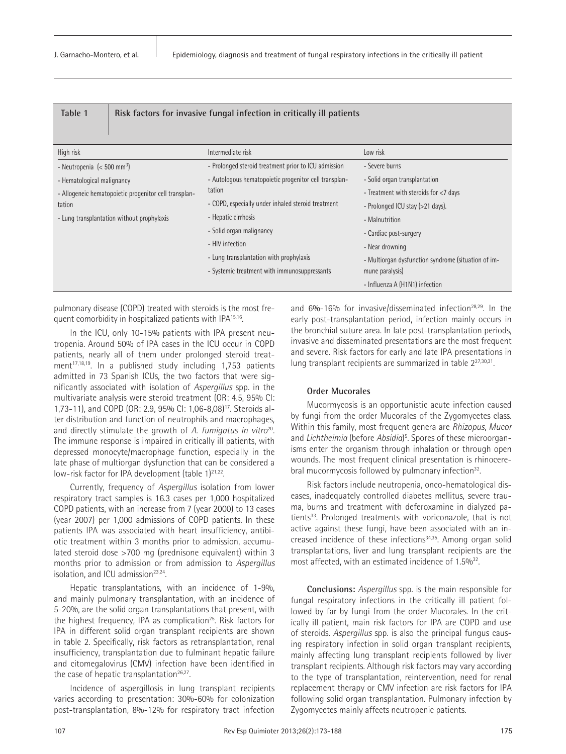**Table 1** Risk factors for invasive fungal infection in critically ill patients

| High risk | Intermediate risk | Low risk |
|---|---|---|
| - Neutropenia (< 500 mm$^3$) | - Prolonged steroid treatment prior to ICU admission | - Severe burns |
| - Hematological malignancy | - Autologous hematopoietic progenitor cell transplantation | - Solid organ transplantation |
| - Allogeneic hematopoietic progenitor cell transplantation | - COPD, especially under inhaled steroid treatment | - Treatment with steroids for <7 days |
| - Lung transplantation without prophylaxis | - Hepatic cirrhosis | - Prolonged ICU stay (>21 days). |
| | - Solid organ malignancy | - Malnutrition |
| | - HIV infection | - Cardiac post-surgery |
| | - Lung transplantation with prophylaxis | - Near drowning |
| | - Systemic treatment with immunosuppressants | - Multiorgan dysfunction syndrome (situation of immune paralysis) |
| | | - Influenza A (H1N1) infection |

pulmonary disease (COPD) treated with steroids is the most frequent comorbidity in hospitalized patients with IPA[15,16].

In the ICU, only 10-15% patients with IPA present neutropenia. Around 50% of IPA cases in the ICU occur in COPD patients, nearly all of them under prolonged steroid treatment[17,18,19]. In a published study including 1,753 patients admitted in 73 Spanish ICUs, the two factors that were significantly associated with isolation of *Aspergillus* spp. in the multivariate analysis were steroid treatment (OR: 4.5, 95% CI: 1,73-11), and COPD (OR: 2.9, 95% CI: 1,06-8,08)[17]. Steroids alter distribution and function of neutrophils and macrophages, and directly stimulate the growth of *A. fumigatus in vitro*[20]. The immune response is impaired in critically ill patients, with depressed monocyte/macrophage function, especially in the late phase of multiorgan dysfunction that can be considered a low-risk factor for IPA development (table 1)[21,22].

Currently, frequency of *Aspergillus* isolation from lower respiratory tract samples is 16.3 cases per 1,000 hospitalized COPD patients, with an increase from 7 (year 2000) to 13 cases (year 2007) per 1,000 admissions of COPD patients. In these patients IPA was associated with heart insufficiency, antibiotic treatment within 3 months prior to admission, accumulated steroid dose >700 mg (prednisone equivalent) within 3 months prior to admission or from admission to *Aspergillus* isolation, and ICU admission[23,24].

Hepatic transplantations, with an incidence of 1-9%, and mainly pulmonary transplantation, with an incidence of 5-20%, are the solid organ transplantations that present, with the highest frequency, IPA as complication[25]. Risk factors for IPA in different solid organ transplant recipients are shown in table 2. Specifically, risk factors as retransplantation, renal insufficiency, transplantation due to fulminant hepatic failure and citomegalovirus (CMV) infection have been identified in the case of hepatic transplantation[26,27].

Incidence of aspergillosis in lung transplant recipients varies according to presentation: 30%-60% for colonization post-transplantation, 8%-12% for respiratory tract infection and 6%-16% for invasive/disseminated infection[28,29]. In the early post-transplantation period, infection mainly occurs in the bronchial suture area. In late post-transplantation periods, invasive and disseminated presentations are the most frequent and severe. Risk factors for early and late IPA presentations in lung transplant recipients are summarized in table 2[27,30,31].

#### Order Mucorales

Mucormycosis is an opportunistic acute infection caused by fungi from the order Mucorales of the Zygomycetes class. Within this family, most frequent genera are *Rhizopus*, *Mucor* and *Lichtheimia* (before *Absidia*)[5]. Spores of these microorganisms enter the organism through inhalation or through open wounds. The most frequent clinical presentation is rhinocerebral mucormycosis followed by pulmonary infection[32].

Risk factors include neutropenia, onco-hematological diseases, inadequately controlled diabetes mellitus, severe trauma, burns and treatment with deferoxamine in dialyzed patients[33]. Prolonged treatments with voriconazole, that is not active against these fungi, have been associated with an increased incidence of these infections[34,35]. Among organ solid transplantations, liver and lung transplant recipients are the most affected, with an estimated incidence of 1.5%[32].

**Conclusions:** *Aspergillus* spp. is the main responsible for fungal respiratory infections in the critically ill patient followed by far by fungi from the order Mucorales. In the critically ill patient, main risk factors for IPA are COPD and use of steroids. *Aspergillus* spp. is also the principal fungus causing respiratory infection in solid organ transplant recipients, mainly affecting lung transplant recipients followed by liver transplant recipients. Although risk factors may vary according to the type of transplantation, reintervention, need for renal replacement therapy or CMV infection are risk factors for IPA following solid organ transplantation. Pulmonary infection by Zygomycetes mainly affects neutropenic patients.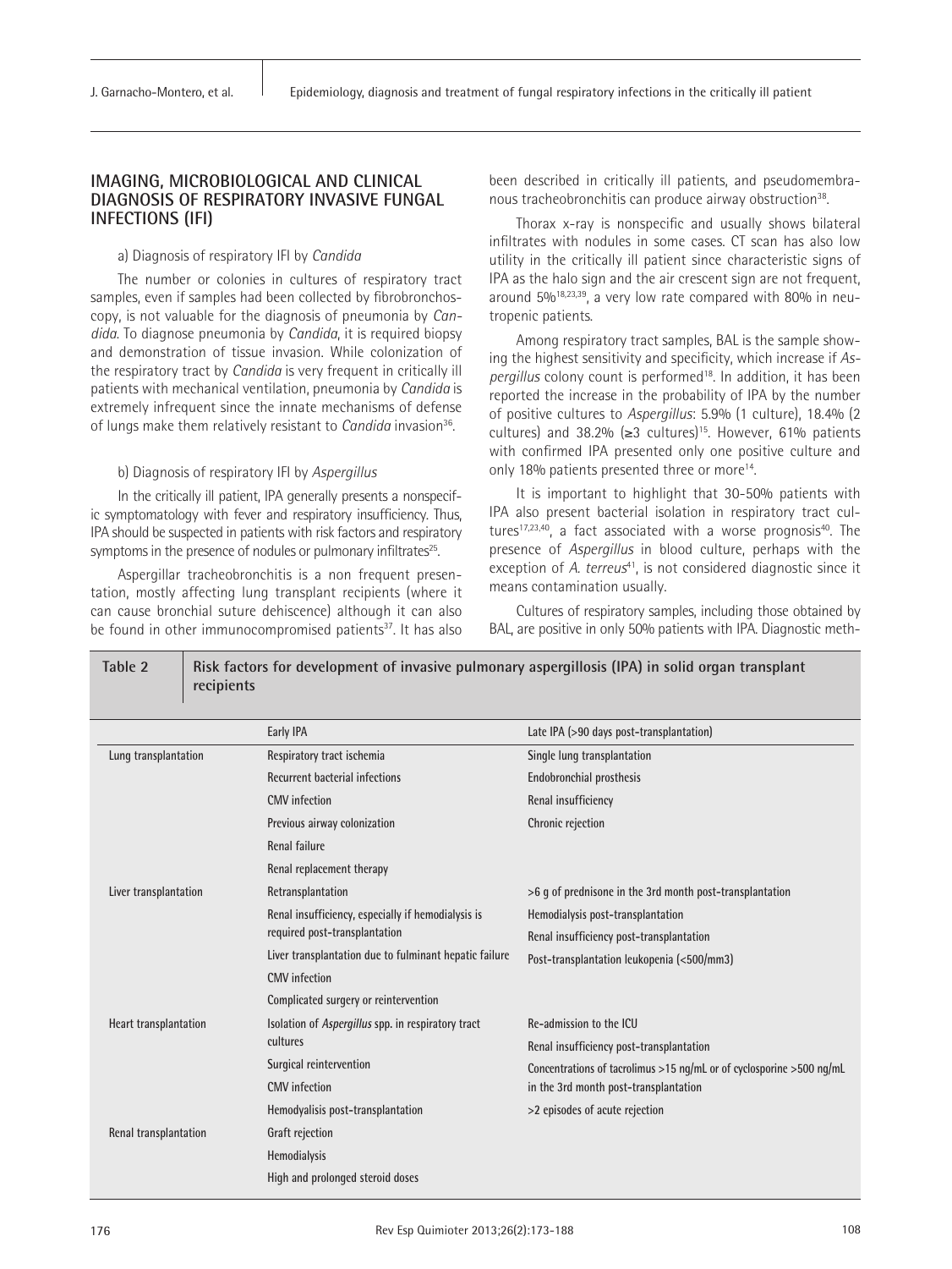## IMAGING, MICROBIOLOGICAL AND CLINICAL DIAGNOSIS OF RESPIRATORY INVASIVE FUNGAL INFECTIONS (IFI)

a) Diagnosis of respiratory IFI by *Candida*

The number or colonies in cultures of respiratory tract samples, even if samples had been collected by fibrobronchoscopy, is not valuable for the diagnosis of pneumonia by *Candida*. To diagnose pneumonia by *Candida*, it is required biopsy and demonstration of tissue invasion. While colonization of the respiratory tract by *Candida* is very frequent in critically ill patients with mechanical ventilation, pneumonia by *Candida* is extremely infrequent since the innate mechanisms of defense of lungs make them relatively resistant to *Candida* invasion[36].

b) Diagnosis of respiratory IFI by *Aspergillus*

In the critically ill patient, IPA generally presents a nonspecific symptomatology with fever and respiratory insufficiency. Thus, IPA should be suspected in patients with risk factors and respiratory symptoms in the presence of nodules or pulmonary infiltrates[25].

Aspergillar tracheobronchitis is a non frequent presentation, mostly affecting lung transplant recipients (where it can cause bronchial suture dehiscence) although it can also be found in other immunocompromised patients[37]. It has also been described in critically ill patients, and pseudomembranous tracheobronchitis can produce airway obstruction[38].

Thorax x-ray is nonspecific and usually shows bilateral infiltrates with nodules in some cases. CT scan has also low utility in the critically ill patient since characteristic signs of IPA as the halo sign and the air crescent sign are not frequent, around 5%[18,23,39], a very low rate compared with 80% in neutropenic patients.

Among respiratory tract samples, BAL is the sample showing the highest sensitivity and specificity, which increase if *Aspergillus* colony count is performed[18]. In addition, it has been reported the increase in the probability of IPA by the number of positive cultures to *Aspergillus*: 5.9% (1 culture), 18.4% (2 cultures) and 38.2% (≥3 cultures)[15]. However, 61% patients with confirmed IPA presented only one positive culture and only 18% patients presented three or more[14].

It is important to highlight that 30-50% patients with IPA also present bacterial isolation in respiratory tract cultures[17,23,40], a fact associated with a worse prognosis[40]. The presence of *Aspergillus* in blood culture, perhaps with the exception of *A. terreus*[41], is not considered diagnostic since it means contamination usually.

Cultures of respiratory samples, including those obtained by BAL, are positive in only 50% patients with IPA. Diagnostic meth-

**Table 2. Risk factors for development of invasive pulmonary aspergillosis (IPA) in solid organ transplant recipients**

| | Early IPA | Late IPA (>90 days post-transplantation) |
|---|---|---|
| Lung transplantation | Respiratory tract ischemia | Single lung transplantation |
| | Recurrent bacterial infections | Endobronchial prosthesis |
| | CMV infection | Renal insufficiency |
| | Previous airway colonization | Chronic rejection |
| | Renal failure | |
| | Renal replacement therapy | |
| Liver transplantation | Retransplantation | >6 g of prednisone in the 3rd month post-transplantation |
| | Renal insufficiency, especially if hemodialysis is required post-transplantation | Hemodialysis post-transplantation |
| | | Renal insufficiency post-transplantation |
| | Liver transplantation due to fulminant hepatic failure | Post-transplantation leukopenia (<500/mm3) |
| | CMV infection | |
| | Complicated surgery or reintervention | |
| Heart transplantation | Isolation of *Aspergillus* spp. in respiratory tract cultures | Re-admission to the ICU |
| | | Renal insufficiency post-transplantation |
| | Surgical reintervention | Concentrations of tacrolimus >15 ng/mL or of cyclosporine >500 ng/mL in the 3rd month post-transplantation |
| | CMV infection | |
| | Hemodyalisis post-transplantation | >2 episodes of acute rejection |
| Renal transplantation | Graft rejection | |
| | Hemodialysis | |
| | High and prolonged steroid doses | |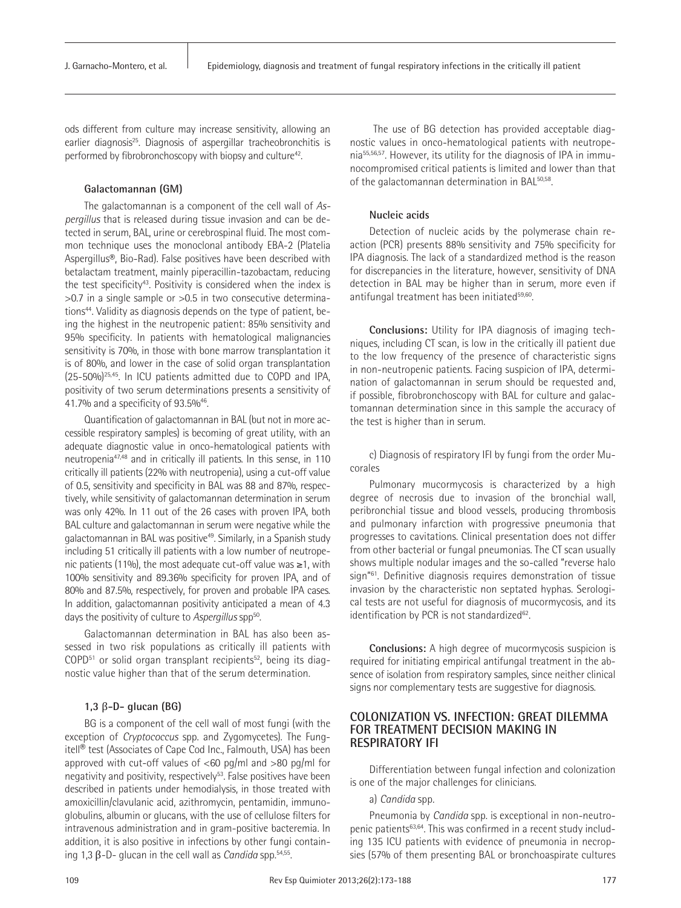ods different from culture may increase sensitivity, allowing an earlier diagnosis[25]. Diagnosis of aspergillar tracheobronchitis is performed by fibrobronchoscopy with biopsy and culture[42].

#### Galactomannan (GM)

The galactomannan is a component of the cell wall of *Aspergillus* that is released during tissue invasion and can be detected in serum, BAL, urine or cerebrospinal fluid. The most common technique uses the monoclonal antibody EBA-2 (Platelia Aspergillus®, Bio-Rad). False positives have been described with betalactam treatment, mainly piperacillin-tazobactam, reducing the test specificity[43]. Positivity is considered when the index is >0.7 in a single sample or >0.5 in two consecutive determinations[44]. Validity as diagnosis depends on the type of patient, being the highest in the neutropenic patient: 85% sensitivity and 95% specificity. In patients with hematological malignancies sensitivity is 70%, in those with bone marrow transplantation it is of 80%, and lower in the case of solid organ transplantation (25-50%)[25,45]. In ICU patients admitted due to COPD and IPA, positivity of two serum determinations presents a sensitivity of 41.7% and a specificity of 93.5%[46].

Quantification of galactomannan in BAL (but not in more accessible respiratory samples) is becoming of great utility, with an adequate diagnostic value in onco-hematological patients with neutropenia[47,48] and in critically ill patients. In this sense, in 110 critically ill patients (22% with neutropenia), using a cut-off value of 0.5, sensitivity and specificity in BAL was 88 and 87%, respectively, while sensitivity of galactomannan determination in serum was only 42%. In 11 out of the 26 cases with proven IPA, both BAL culture and galactomannan in serum were negative while the galactomannan in BAL was positive[49]. Similarly, in a Spanish study including 51 critically ill patients with a low number of neutropenic patients (11%), the most adequate cut-off value was ≥1, with 100% sensitivity and 89.36% specificity for proven IPA, and of 80% and 87.5%, respectively, for proven and probable IPA cases. In addition, galactomannan positivity anticipated a mean of 4.3 days the positivity of culture to *Aspergillus* spp[50].

Galactomannan determination in BAL has also been assessed in two risk populations as critically ill patients with COPD[51] or solid organ transplant recipients[52], being its diagnostic value higher than that of the serum determination.

#### 1,3 β-D- glucan (BG)

BG is a component of the cell wall of most fungi (with the exception of *Cryptococcus* spp. and Zygomycetes). The Fungitell® test (Associates of Cape Cod Inc., Falmouth, USA) has been approved with cut-off values of <60 pg/ml and >80 pg/ml for negativity and positivity, respectively[53]. False positives have been described in patients under hemodialysis, in those treated with amoxicillin/clavulanic acid, azithromycin, pentamidin, immunoglobulins, albumin or glucans, with the use of cellulose filters for intravenous administration and in gram-positive bacteremia. In addition, it is also positive in infections by other fungi containing 1,3 β-D- glucan in the cell wall as *Candida* spp.[54,55].

The use of BG detection has provided acceptable diagnostic values in onco-hematological patients with neutropenia[55,56,57]. However, its utility for the diagnosis of IPA in immunocompromised critical patients is limited and lower than that of the galactomannan determination in BAL[50,58].

#### Nucleic acids

Detection of nucleic acids by the polymerase chain reaction (PCR) presents 88% sensitivity and 75% specificity for IPA diagnosis. The lack of a standardized method is the reason for discrepancies in the literature, however, sensitivity of DNA detection in BAL may be higher than in serum, more even if antifungal treatment has been initiated[59,60].

**Conclusions:** Utility for IPA diagnosis of imaging techniques, including CT scan, is low in the critically ill patient due to the low frequency of the presence of characteristic signs in non-neutropenic patients. Facing suspicion of IPA, determination of galactomannan in serum should be requested and, if possible, fibrobronchoscopy with BAL for culture and galactomannan determination since in this sample the accuracy of the test is higher than in serum.

c) Diagnosis of respiratory IFI by fungi from the order Mucorales

Pulmonary mucormycosis is characterized by a high degree of necrosis due to invasion of the bronchial wall, peribronchial tissue and blood vessels, producing thrombosis and pulmonary infarction with progressive pneumonia that progresses to cavitations. Clinical presentation does not differ from other bacterial or fungal pneumonias. The CT scan usually shows multiple nodular images and the so-called "reverse halo sign"[61]. Definitive diagnosis requires demonstration of tissue invasion by the characteristic non septated hyphas. Serological tests are not useful for diagnosis of mucormycosis, and its identification by PCR is not standardized[62].

**Conclusions:** A high degree of mucormycosis suspicion is required for initiating empirical antifungal treatment in the absence of isolation from respiratory samples, since neither clinical signs nor complementary tests are suggestive for diagnosis.

## COLONIZATION VS. INFECTION: GREAT DILEMMA FOR TREATMENT DECISION MAKING IN RESPIRATORY IFI

Differentiation between fungal infection and colonization is one of the major challenges for clinicians.

a) *Candida* spp.

Pneumonia by *Candida* spp. is exceptional in non-neutropenic patients[63,64]. This was confirmed in a recent study including 135 ICU patients with evidence of pneumonia in necropsies (57% of them presenting BAL or bronchoaspirate cultures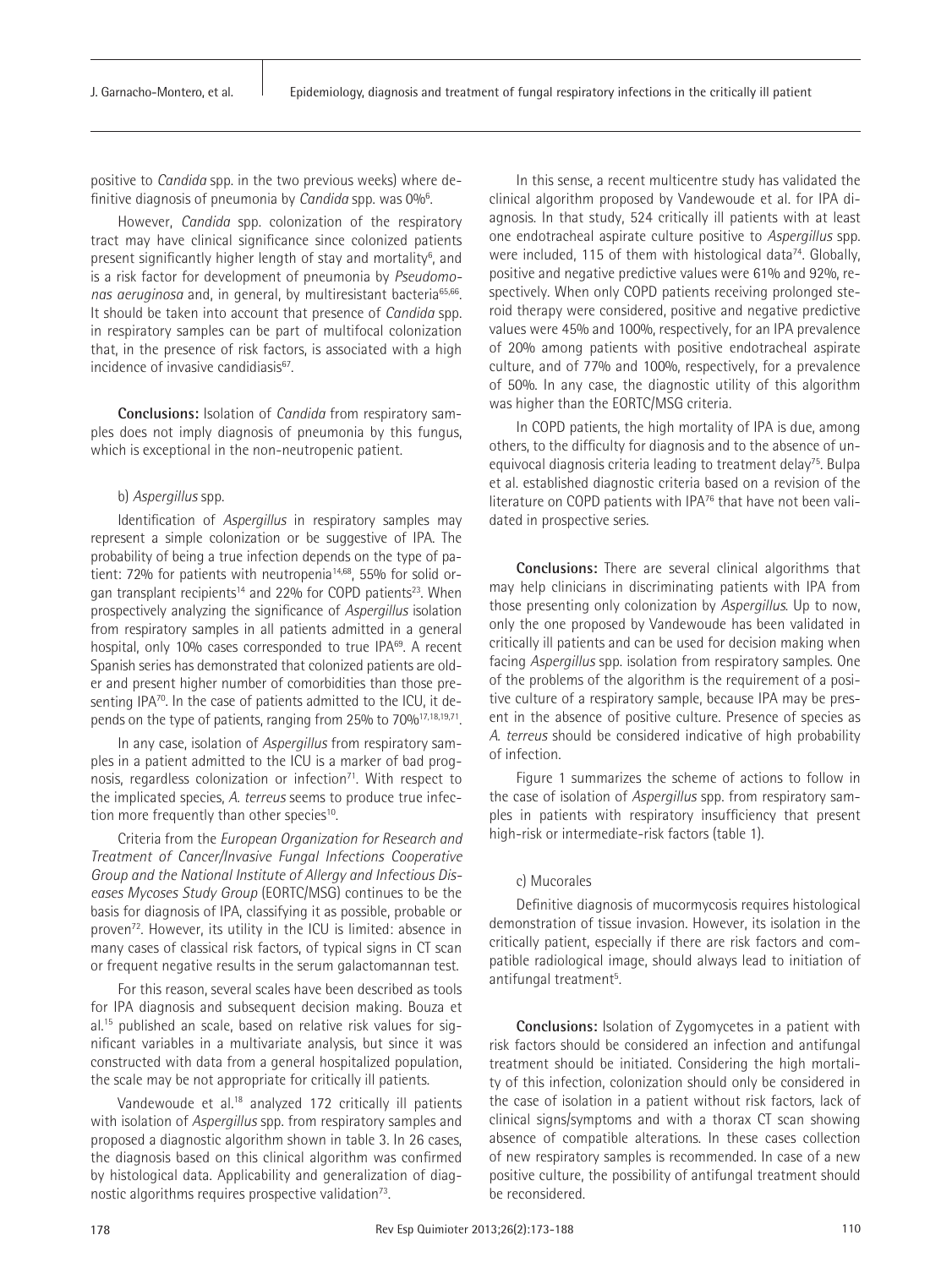positive to *Candida* spp. in the two previous weeks) where definitive diagnosis of pneumonia by *Candida* spp. was 0%[6].

However, *Candida* spp. colonization of the respiratory tract may have clinical significance since colonized patients present significantly higher length of stay and mortality[6], and is a risk factor for development of pneumonia by *Pseudomonas aeruginosa* and, in general, by multiresistant bacteria[65,66]. It should be taken into account that presence of *Candida* spp. in respiratory samples can be part of multifocal colonization that, in the presence of risk factors, is associated with a high incidence of invasive candidiasis[67].

**Conclusions:** Isolation of *Candida* from respiratory samples does not imply diagnosis of pneumonia by this fungus, which is exceptional in the non-neutropenic patient.

b) *Aspergillus* spp.

Identification of *Aspergillus* in respiratory samples may represent a simple colonization or be suggestive of IPA. The probability of being a true infection depends on the type of patient: 72% for patients with neutropenia[14,68], 55% for solid organ transplant recipients[14] and 22% for COPD patients[23]. When prospectively analyzing the significance of *Aspergillus* isolation from respiratory samples in all patients admitted in a general hospital, only 10% cases corresponded to true IPA[69]. A recent Spanish series has demonstrated that colonized patients are older and present higher number of comorbidities than those presenting IPA[70]. In the case of patients admitted to the ICU, it depends on the type of patients, ranging from 25% to 70%[17,18,19,71].

In any case, isolation of *Aspergillus* from respiratory samples in a patient admitted to the ICU is a marker of bad prognosis, regardless colonization or infection[71]. With respect to the implicated species, *A. terreus* seems to produce true infection more frequently than other species[10].

Criteria from the *European Organization for Research and Treatment of Cancer/Invasive Fungal Infections Cooperative Group and the National Institute of Allergy and Infectious Diseases Mycoses Study Group* (EORTC/MSG) continues to be the basis for diagnosis of IPA, classifying it as possible, probable or proven[72]. However, its utility in the ICU is limited: absence in many cases of classical risk factors, of typical signs in CT scan or frequent negative results in the serum galactomannan test.

For this reason, several scales have been described as tools for IPA diagnosis and subsequent decision making. Bouza et al.[15] published an scale, based on relative risk values for significant variables in a multivariate analysis, but since it was constructed with data from a general hospitalized population, the scale may be not appropriate for critically ill patients.

Vandewoude et al.[18] analyzed 172 critically ill patients with isolation of *Aspergillus* spp. from respiratory samples and proposed a diagnostic algorithm shown in table 3. In 26 cases, the diagnosis based on this clinical algorithm was confirmed by histological data. Applicability and generalization of diagnostic algorithms requires prospective validation[73].

In this sense, a recent multicentre study has validated the clinical algorithm proposed by Vandewoude et al. for IPA diagnosis. In that study, 524 critically ill patients with at least one endotracheal aspirate culture positive to *Aspergillus* spp. were included, 115 of them with histological data[74]. Globally, positive and negative predictive values were 61% and 92%, respectively. When only COPD patients receiving prolonged steroid therapy were considered, positive and negative predictive values were 45% and 100%, respectively, for an IPA prevalence of 20% among patients with positive endotracheal aspirate culture, and of 77% and 100%, respectively, for a prevalence of 50%. In any case, the diagnostic utility of this algorithm was higher than the EORTC/MSG criteria.

In COPD patients, the high mortality of IPA is due, among others, to the difficulty for diagnosis and to the absence of unequivocal diagnosis criteria leading to treatment delay[75]. Bulpa et al. established diagnostic criteria based on a revision of the literature on COPD patients with IPA[76] that have not been validated in prospective series.

**Conclusions:** There are several clinical algorithms that may help clinicians in discriminating patients with IPA from those presenting only colonization by *Aspergillus*. Up to now, only the one proposed by Vandewoude has been validated in critically ill patients and can be used for decision making when facing *Aspergillus* spp. isolation from respiratory samples. One of the problems of the algorithm is the requirement of a positive culture of a respiratory sample, because IPA may be present in the absence of positive culture. Presence of species as *A. terreus* should be considered indicative of high probability of infection.

Figure 1 summarizes the scheme of actions to follow in the case of isolation of *Aspergillus* spp. from respiratory samples in patients with respiratory insufficiency that present high-risk or intermediate-risk factors (table 1).

c) Mucorales

Definitive diagnosis of mucormycosis requires histological demonstration of tissue invasion. However, its isolation in the critically patient, especially if there are risk factors and compatible radiological image, should always lead to initiation of antifungal treatment[5].

**Conclusions:** Isolation of Zygomycetes in a patient with risk factors should be considered an infection and antifungal treatment should be initiated. Considering the high mortality of this infection, colonization should only be considered in the case of isolation in a patient without risk factors, lack of clinical signs/symptoms and with a thorax CT scan showing absence of compatible alterations. In these cases collection of new respiratory samples is recommended. In case of a new positive culture, the possibility of antifungal treatment should be reconsidered.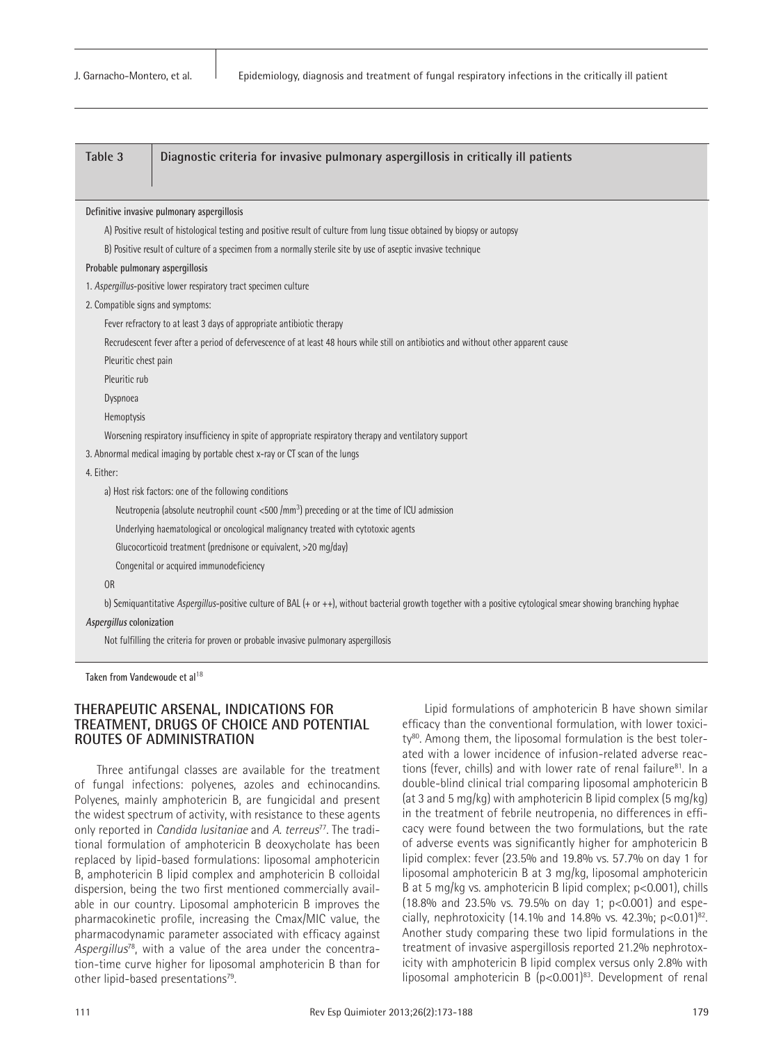**Table 3** Diagnostic criteria for invasive pulmonary aspergillosis in critically ill patients

| |
|---|
| **Definitive invasive pulmonary aspergillosis** |
| A) Positive result of histological testing and positive result of culture from lung tissue obtained by biopsy or autopsy |
| B) Positive result of culture of a specimen from a normally sterile site by use of aseptic invasive technique |
| **Probable pulmonary aspergillosis** |
| 1. *Aspergillus*-positive lower respiratory tract specimen culture |
| 2. Compatible signs and symptoms: |
| Fever refractory to at least 3 days of appropriate antibiotic therapy |
| Recrudescent fever after a period of defervescence of at least 48 hours while still on antibiotics and without other apparent cause |
| Pleuritic chest pain |
| Pleuritic rub |
| Dyspnoea |
| Hemoptysis |
| Worsening respiratory insufficiency in spite of appropriate respiratory therapy and ventilatory support |
| 3. Abnormal medical imaging by portable chest x-ray or CT scan of the lungs |
| 4. Either: |
| a) Host risk factors: one of the following conditions |
| Neutropenia (absolute neutrophil count <500 /mm$^3$) preceding or at the time of ICU admission |
| Underlying haematological or oncological malignancy treated with cytotoxic agents |
| Glucocorticoid treatment (prednisone or equivalent, >20 mg/day) |
| Congenital or acquired immunodeficiency |
| OR |
| b) Semiquantitative *Aspergillus*-positive culture of BAL (+ or ++), without bacterial growth together with a positive cytological smear showing branching hyphae |
| ***Aspergillus* colonization** |
| Not fulfilling the criteria for proven or probable invasive pulmonary aspergillosis |

Taken from Vandewoude et al[18]

## THERAPEUTIC ARSENAL, INDICATIONS FOR TREATMENT, DRUGS OF CHOICE AND POTENTIAL ROUTES OF ADMINISTRATION

Three antifungal classes are available for the treatment of fungal infections: polyenes, azoles and echinocandins. Polyenes, mainly amphotericin B, are fungicidal and present the widest spectrum of activity, with resistance to these agents only reported in *Candida lusitaniae* and *A. terreus*[77]. The traditional formulation of amphotericin B deoxycholate has been replaced by lipid-based formulations: liposomal amphotericin B, amphotericin B lipid complex and amphotericin B colloidal dispersion, being the two first mentioned commercially available in our country. Liposomal amphotericin B improves the pharmacokinetic profile, increasing the Cmax/MIC value, the pharmacodynamic parameter associated with efficacy against *Aspergillus*[78], with a value of the area under the concentration-time curve higher for liposomal amphotericin B than for other lipid-based presentations[79].

Lipid formulations of amphotericin B have shown similar efficacy than the conventional formulation, with lower toxicity[80]. Among them, the liposomal formulation is the best tolerated with a lower incidence of infusion-related adverse reactions (fever, chills) and with lower rate of renal failure[81]. In a double-blind clinical trial comparing liposomal amphotericin B (at 3 and 5 mg/kg) with amphotericin B lipid complex (5 mg/kg) in the treatment of febrile neutropenia, no differences in efficacy were found between the two formulations, but the rate of adverse events was significantly higher for amphotericin B lipid complex: fever (23.5% and 19.8% vs. 57.7% on day 1 for liposomal amphotericin B at 3 mg/kg, liposomal amphotericin B at 5 mg/kg vs. amphotericin B lipid complex; $p<0.001$), chills (18.8% and 23.5% vs. 79.5% on day 1; $p<0.001$) and especially, nephrotoxicity (14.1% and 14.8% vs. 42.3%; $p<0.01$)[82]. Another study comparing these two lipid formulations in the treatment of invasive aspergillosis reported 21.2% nephrotoxicity with amphotericin B lipid complex versus only 2.8% with liposomal amphotericin B ($p<0.001$)[83]. Development of renal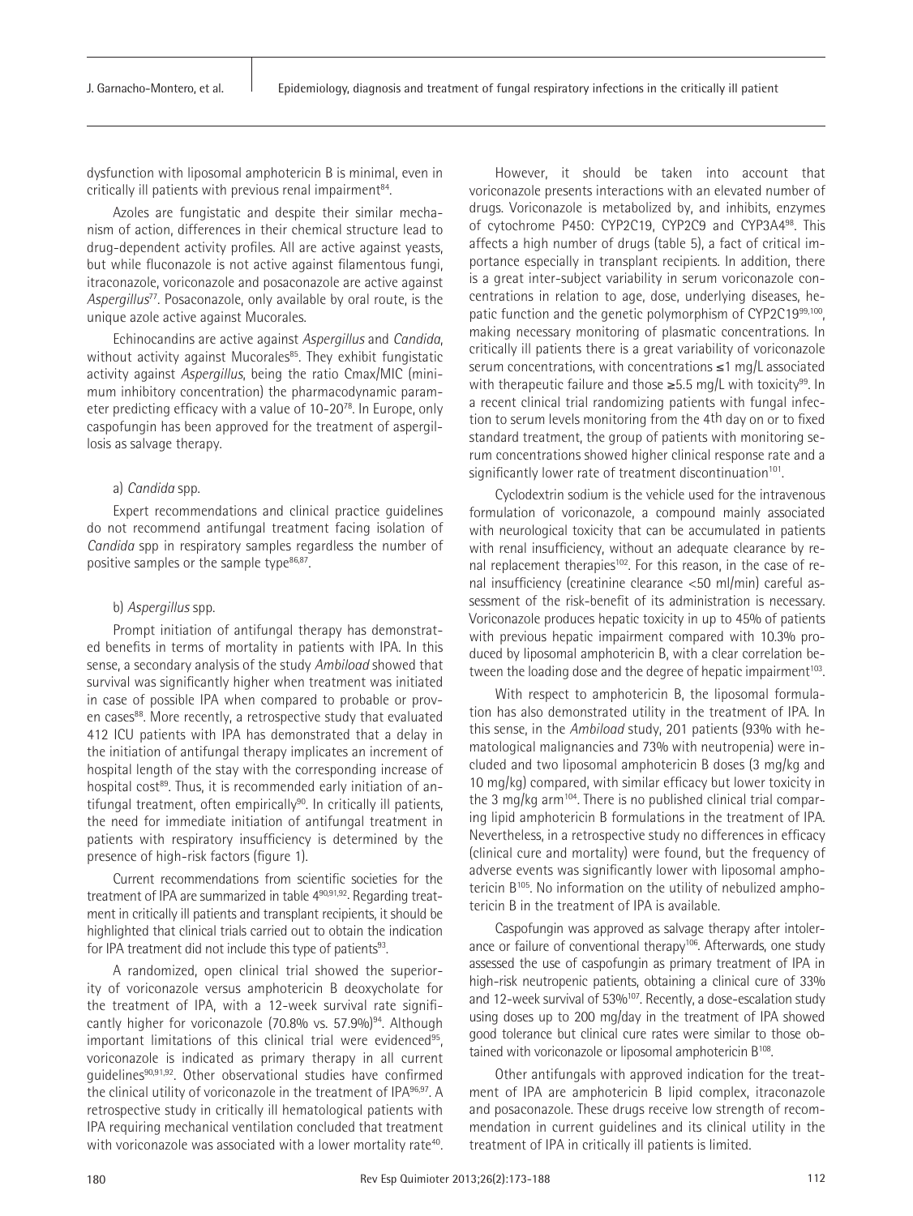dysfunction with liposomal amphotericin B is minimal, even in critically ill patients with previous renal impairment[84].

Azoles are fungistatic and despite their similar mechanism of action, differences in their chemical structure lead to drug-dependent activity profiles. All are active against yeasts, but while fluconazole is not active against filamentous fungi, itraconazole, voriconazole and posaconazole are active against *Aspergillus*[77]. Posaconazole, only available by oral route, is the unique azole active against Mucorales.

Echinocandins are active against *Aspergillus* and *Candida*, without activity against Mucorales[85]. They exhibit fungistatic activity against *Aspergillus*, being the ratio Cmax/MIC (minimum inhibitory concentration) the pharmacodynamic parameter predicting efficacy with a value of 10-20[78]. In Europe, only caspofungin has been approved for the treatment of aspergillosis as salvage therapy.

a) *Candida* spp.

Expert recommendations and clinical practice guidelines do not recommend antifungal treatment facing isolation of *Candida* spp in respiratory samples regardless the number of positive samples or the sample type[86,87].

b) *Aspergillus* spp.

Prompt initiation of antifungal therapy has demonstrated benefits in terms of mortality in patients with IPA. In this sense, a secondary analysis of the study *Ambiload* showed that survival was significantly higher when treatment was initiated in case of possible IPA when compared to probable or proven cases[88]. More recently, a retrospective study that evaluated 412 ICU patients with IPA has demonstrated that a delay in the initiation of antifungal therapy implicates an increment of hospital length of the stay with the corresponding increase of hospital cost[89]. Thus, it is recommended early initiation of antifungal treatment, often empirically[90]. In critically ill patients, the need for immediate initiation of antifungal treatment in patients with respiratory insufficiency is determined by the presence of high-risk factors (figure 1).

Current recommendations from scientific societies for the treatment of IPA are summarized in table 4[90,91,92]. Regarding treatment in critically ill patients and transplant recipients, it should be highlighted that clinical trials carried out to obtain the indication for IPA treatment did not include this type of patients[93].

A randomized, open clinical trial showed the superiority of voriconazole versus amphotericin B deoxycholate for the treatment of IPA, with a 12-week survival rate significantly higher for voriconazole (70.8% vs. 57.9%)[94]. Although important limitations of this clinical trial were evidenced[95], voriconazole is indicated as primary therapy in all current guidelines[90,91,92]. Other observational studies have confirmed the clinical utility of voriconazole in the treatment of IPA[96,97]. A retrospective study in critically ill hematological patients with IPA requiring mechanical ventilation concluded that treatment with voriconazole was associated with a lower mortality rate[40].

However, it should be taken into account that voriconazole presents interactions with an elevated number of drugs. Voriconazole is metabolized by, and inhibits, enzymes of cytochrome P450: CYP2C19, CYP2C9 and CYP3A4[98]. This affects a high number of drugs (table 5), a fact of critical importance especially in transplant recipients. In addition, there is a great inter-subject variability in serum voriconazole concentrations in relation to age, dose, underlying diseases, hepatic function and the genetic polymorphism of CYP2C19[99,100], making necessary monitoring of plasmatic concentrations. In critically ill patients there is a great variability of voriconazole serum concentrations, with concentrations ≤1 mg/L associated with therapeutic failure and those ≥5.5 mg/L with toxicity[99]. In a recent clinical trial randomizing patients with fungal infection to serum levels monitoring from the 4th day on or to fixed standard treatment, the group of patients with monitoring serum concentrations showed higher clinical response rate and a significantly lower rate of treatment discontinuation[101].

Cyclodextrin sodium is the vehicle used for the intravenous formulation of voriconazole, a compound mainly associated with neurological toxicity that can be accumulated in patients with renal insufficiency, without an adequate clearance by renal replacement therapies[102]. For this reason, in the case of renal insufficiency (creatinine clearance <50 ml/min) careful assessment of the risk-benefit of its administration is necessary. Voriconazole produces hepatic toxicity in up to 45% of patients with previous hepatic impairment compared with 10.3% produced by liposomal amphotericin B, with a clear correlation between the loading dose and the degree of hepatic impairment[103].

With respect to amphotericin B, the liposomal formulation has also demonstrated utility in the treatment of IPA. In this sense, in the *Ambiload* study, 201 patients (93% with hematological malignancies and 73% with neutropenia) were included and two liposomal amphotericin B doses (3 mg/kg and 10 mg/kg) compared, with similar efficacy but lower toxicity in the 3 mg/kg arm[104]. There is no published clinical trial comparing lipid amphotericin B formulations in the treatment of IPA. Nevertheless, in a retrospective study no differences in efficacy (clinical cure and mortality) were found, but the frequency of adverse events was significantly lower with liposomal amphotericin B[105]. No information on the utility of nebulized amphotericin B in the treatment of IPA is available.

Caspofungin was approved as salvage therapy after intolerance or failure of conventional therapy[106]. Afterwards, one study assessed the use of caspofungin as primary treatment of IPA in high-risk neutropenic patients, obtaining a clinical cure of 33% and 12-week survival of 53%[107]. Recently, a dose-escalation study using doses up to 200 mg/day in the treatment of IPA showed good tolerance but clinical cure rates were similar to those obtained with voriconazole or liposomal amphotericin B[108].

Other antifungals with approved indication for the treatment of IPA are amphotericin B lipid complex, itraconazole and posaconazole. These drugs receive low strength of recommendation in current guidelines and its clinical utility in the treatment of IPA in critically ill patients is limited.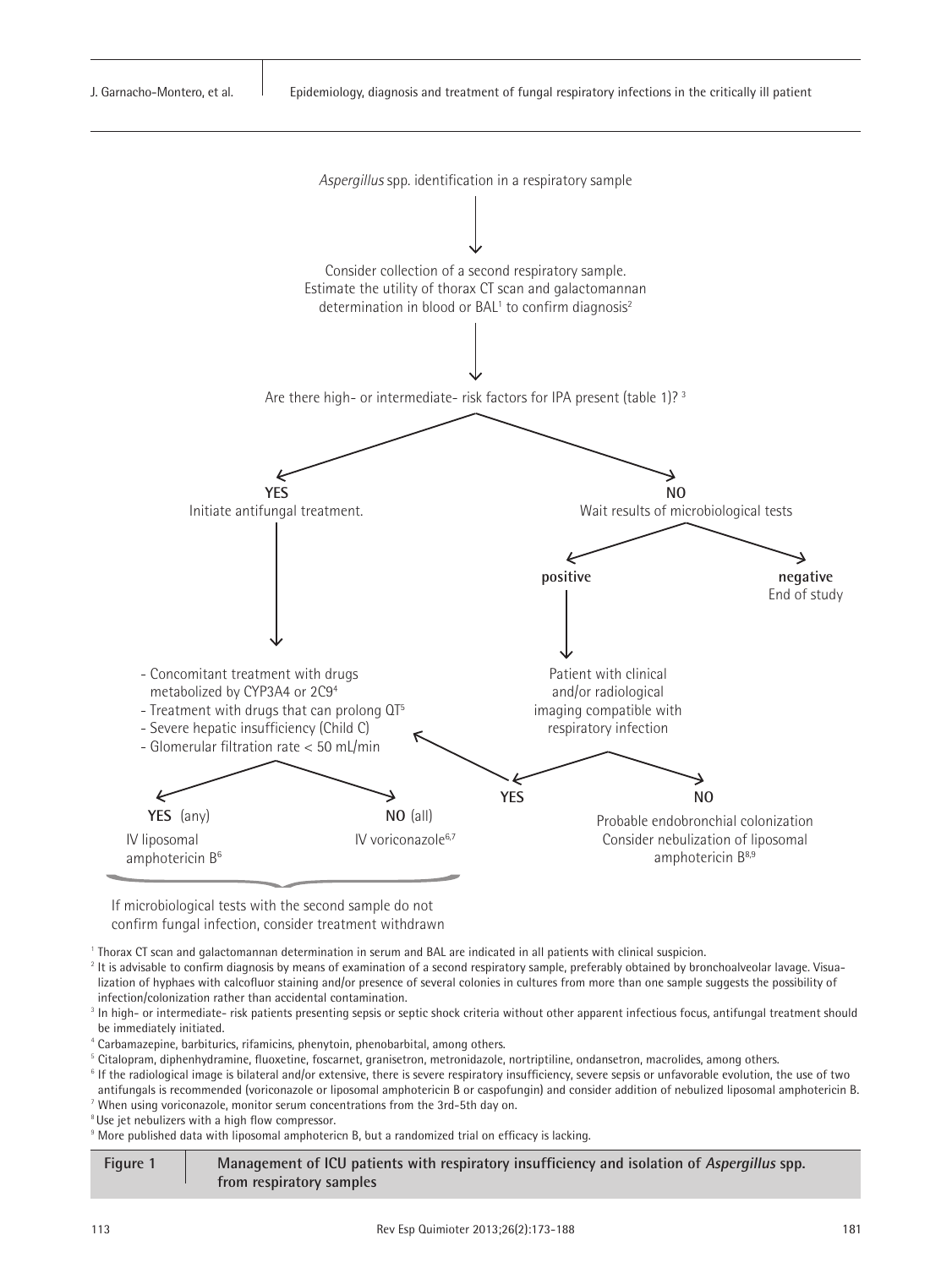*Aspergillus* spp. identification in a respiratory sample

↓

Consider collection of a second respiratory sample.
Estimate the utility of thorax CT scan and galactomannan determination in blood or BAL[1] to confirm diagnosis[2]

↓

Are there high- or intermediate- risk factors for IPA present (table 1)? [3]

**YES**
Initiate antifungal treatment.

↓

- Concomitant treatment with drugs metabolized by CYP3A4 or 2C9[4]
- Treatment with drugs that can prolong QT[5]
- Severe hepatic insufficiency (Child C)
- Glomerular filtration rate < 50 mL/min

**YES** (any)
IV liposomal amphotericin B[6]

**NO** (all)
IV voriconazole[6,7]

If microbiological tests with the second sample do not confirm fungal infection, consider treatment withdrawn

**NO**
Wait results of microbiological tests

**positive**

↓

Patient with clinical and/or radiological imaging compatible with respiratory infection

**YES** → (to the list of conditions above)

**NO**
Probable endobronchial colonization
Consider nebulization of liposomal amphotericin B[8,9]

**negative**
End of study

[1] Thorax CT scan and galactomannan determination in serum and BAL are indicated in all patients with clinical suspicion.

[2] It is advisable to confirm diagnosis by means of examination of a second respiratory sample, preferably obtained by bronchoalveolar lavage. Visualization of hyphaes with calcofluor staining and/or presence of several colonies in cultures from more than one sample suggests the possibility of infection/colonization rather than accidental contamination.

[3] In high- or intermediate- risk patients presenting sepsis or septic shock criteria without other apparent infectious focus, antifungal treatment should be immediately initiated.

[4] Carbamazepine, barbiturics, rifamicins, phenytoin, phenobarbital, among others.

[5] Citalopram, diphenhydramine, fluoxetine, foscarnet, granisetron, metronidazole, nortriptiline, ondansetron, macrolides, among others.

[6] If the radiological image is bilateral and/or extensive, there is severe respiratory insufficiency, severe sepsis or unfavorable evolution, the use of two antifungals is recommended (voriconazole or liposomal amphotericin B or caspofungin) and consider addition of nebulized liposomal amphotericin B.

[7] When using voriconazole, monitor serum concentrations from the 3rd-5th day on.

[8] Use jet nebulizers with a high flow compressor.

[9] More published data with liposomal amphotericn B, but a randomized trial on efficacy is lacking.

**Figure 1** **Management of ICU patients with respiratory insufficiency and isolation of *Aspergillus* spp. from respiratory samples**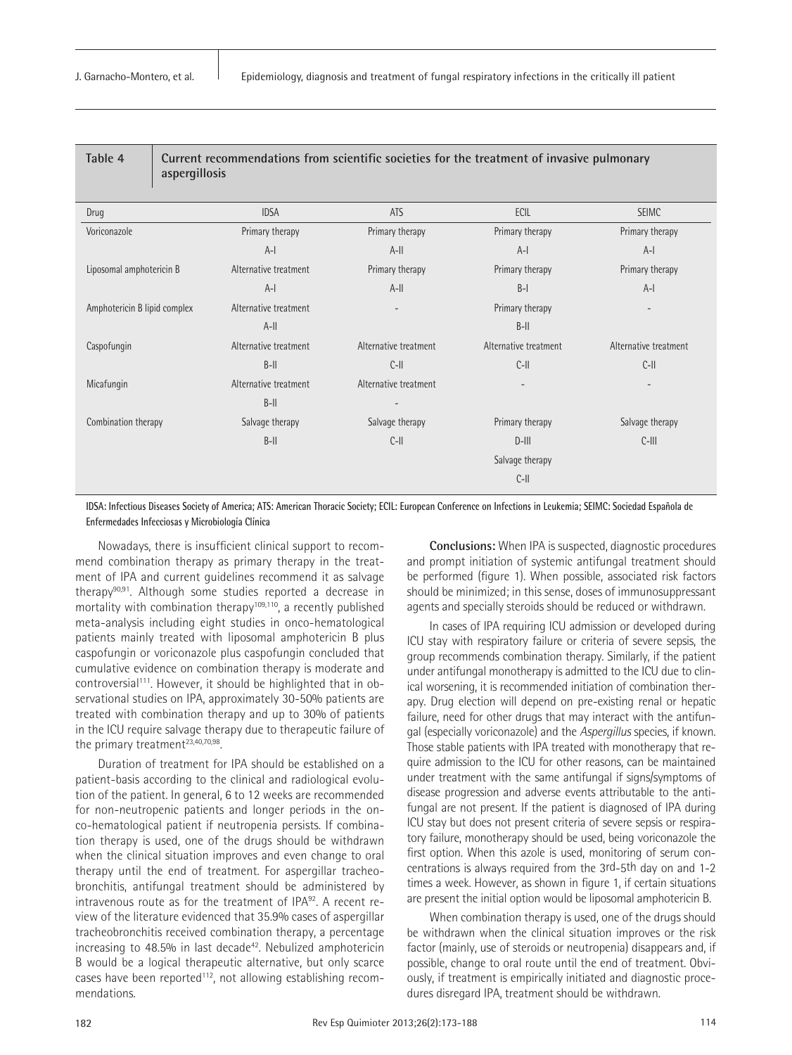**Table 4. Current recommendations from scientific societies for the treatment of invasive pulmonary aspergillosis**

| Drug | IDSA | ATS | ECIL | SEIMC |
|---|---|---|---|---|
| Voriconazole | Primary therapy A-I | Primary therapy A-II | Primary therapy A-I | Primary therapy A-I |
| Liposomal amphotericin B | Alternative treatment A-I | Primary therapy A-II | Primary therapy B-I | Primary therapy A-I |
| Amphotericin B lipid complex | Alternative treatment A-II | - | Primary therapy B-II | - |
| Caspofungin | Alternative treatment B-II | Alternative treatment C-II | Alternative treatment C-II | Alternative treatment C-II |
| Micafungin | Alternative treatment B-II | Alternative treatment - | - | - |
| Combination therapy | Salvage therapy B-II | Salvage therapy C-II | Primary therapy D-III Salvage therapy C-II | Salvage therapy C-III |

IDSA: Infectious Diseases Society of America; ATS: American Thoracic Society; ECIL: European Conference on Infections in Leukemia; SEIMC: Sociedad Española de Enfermedades Infecciosas y Microbiología Clínica

Nowadays, there is insufficient clinical support to recommend combination therapy as primary therapy in the treatment of IPA and current guidelines recommend it as salvage therapy[90,91]. Although some studies reported a decrease in mortality with combination therapy[109,110], a recently published meta-analysis including eight studies in onco-hematological patients mainly treated with liposomal amphotericin B plus caspofungin or voriconazole plus caspofungin concluded that cumulative evidence on combination therapy is moderate and controversial[111]. However, it should be highlighted that in observational studies on IPA, approximately 30-50% patients are treated with combination therapy and up to 30% of patients in the ICU require salvage therapy due to therapeutic failure of the primary treatment[23,40,70,98].

Duration of treatment for IPA should be established on a patient-basis according to the clinical and radiological evolution of the patient. In general, 6 to 12 weeks are recommended for non-neutropenic patients and longer periods in the onco-hematological patient if neutropenia persists. If combination therapy is used, one of the drugs should be withdrawn when the clinical situation improves and even change to oral therapy until the end of treatment. For aspergillar tracheobronchitis, antifungal treatment should be administered by intravenous route as for the treatment of IPA[92]. A recent review of the literature evidenced that 35.9% cases of aspergillar tracheobronchitis received combination therapy, a percentage increasing to 48.5% in last decade[42]. Nebulized amphotericin B would be a logical therapeutic alternative, but only scarce cases have been reported[112], not allowing establishing recommendations.

**Conclusions:** When IPA is suspected, diagnostic procedures and prompt initiation of systemic antifungal treatment should be performed (figure 1). When possible, associated risk factors should be minimized; in this sense, doses of immunosuppressant agents and specially steroids should be reduced or withdrawn.

In cases of IPA requiring ICU admission or developed during ICU stay with respiratory failure or criteria of severe sepsis, the group recommends combination therapy. Similarly, if the patient under antifungal monotherapy is admitted to the ICU due to clinical worsening, it is recommended initiation of combination therapy. Drug election will depend on pre-existing renal or hepatic failure, need for other drugs that may interact with the antifungal (especially voriconazole) and the *Aspergillus* species, if known. Those stable patients with IPA treated with monotherapy that require admission to the ICU for other reasons, can be maintained under treatment with the same antifungal if signs/symptoms of disease progression and adverse events attributable to the antifungal are not present. If the patient is diagnosed of IPA during ICU stay but does not present criteria of severe sepsis or respiratory failure, monotherapy should be used, being voriconazole the first option. When this azole is used, monitoring of serum concentrations is always required from the 3rd-5th day on and 1-2 times a week. However, as shown in figure 1, if certain situations are present the initial option would be liposomal amphotericin B.

When combination therapy is used, one of the drugs should be withdrawn when the clinical situation improves or the risk factor (mainly, use of steroids or neutropenia) disappears and, if possible, change to oral route until the end of treatment. Obviously, if treatment is empirically initiated and diagnostic procedures disregard IPA, treatment should be withdrawn.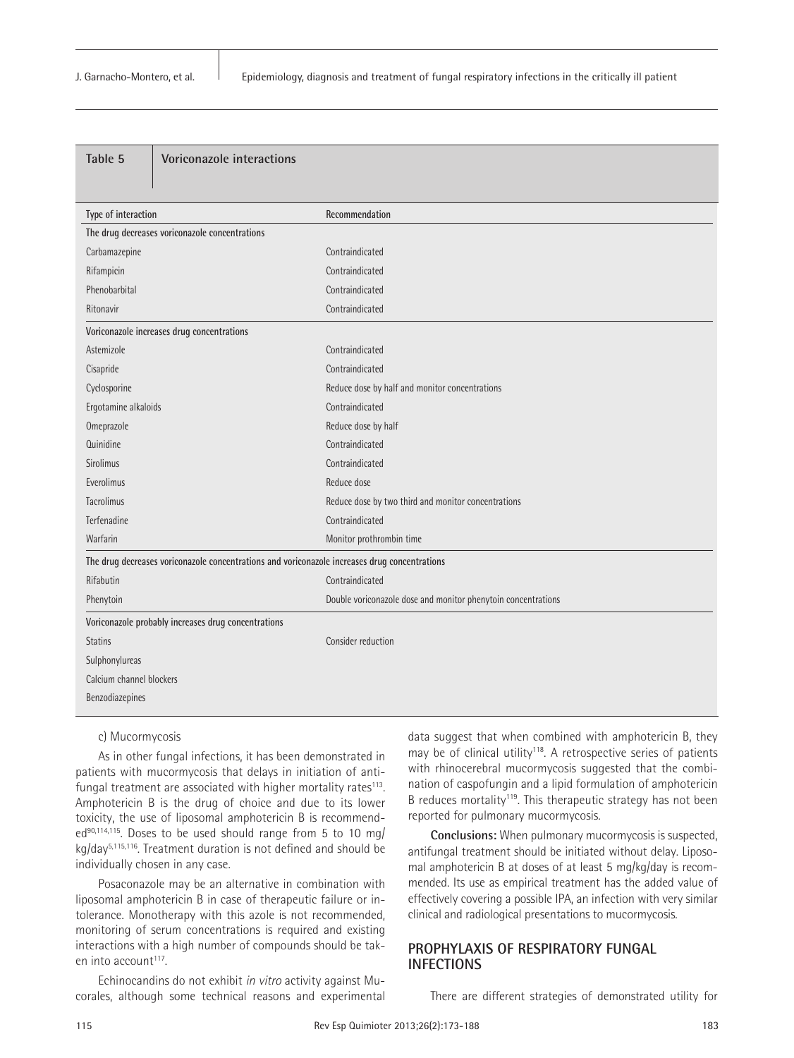**Table 5** Voriconazole interactions

| Type of interaction | Recommendation |
|---|---|
| **The drug decreases voriconazole concentrations** | |
| Carbamazepine | Contraindicated |
| Rifampicin | Contraindicated |
| Phenobarbital | Contraindicated |
| Ritonavir | Contraindicated |
| **Voriconazole increases drug concentrations** | |
| Astemizole | Contraindicated |
| Cisapride | Contraindicated |
| Cyclosporine | Reduce dose by half and monitor concentrations |
| Ergotamine alkaloids | Contraindicated |
| Omeprazole | Reduce dose by half |
| Quinidine | Contraindicated |
| Sirolimus | Contraindicated |
| Everolimus | Reduce dose |
| Tacrolimus | Reduce dose by two third and monitor concentrations |
| Terfenadine | Contraindicated |
| Warfarin | Monitor prothrombin time |
| **The drug decreases voriconazole concentrations and voriconazole increases drug concentrations** | |
| Rifabutin | Contraindicated |
| Phenytoin | Double voriconazole dose and monitor phenytoin concentrations |
| **Voriconazole probably increases drug concentrations** | |
| Statins | Consider reduction |
| Sulphonylureas | |
| Calcium channel blockers | |
| Benzodiazepines | |

c) Mucormycosis

As in other fungal infections, it has been demonstrated in patients with mucormycosis that delays in initiation of antifungal treatment are associated with higher mortality rates[113]. Amphotericin B is the drug of choice and due to its lower toxicity, the use of liposomal amphotericin B is recommended[90,114,115]. Doses to be used should range from 5 to 10 mg/kg/day[5,115,116]. Treatment duration is not defined and should be individually chosen in any case.

Posaconazole may be an alternative in combination with liposomal amphotericin B in case of therapeutic failure or intolerance. Monotherapy with this azole is not recommended, monitoring of serum concentrations is required and existing interactions with a high number of compounds should be taken into account[117].

Echinocandins do not exhibit *in vitro* activity against Mucorales, although some technical reasons and experimental data suggest that when combined with amphotericin B, they may be of clinical utility[118]. A retrospective series of patients with rhinocerebral mucormycosis suggested that the combination of caspofungin and a lipid formulation of amphotericin B reduces mortality[119]. This therapeutic strategy has not been reported for pulmonary mucormycosis.

**Conclusions:** When pulmonary mucormycosis is suspected, antifungal treatment should be initiated without delay. Liposomal amphotericin B at doses of at least 5 mg/kg/day is recommended. Its use as empirical treatment has the added value of effectively covering a possible IPA, an infection with very similar clinical and radiological presentations to mucormycosis.

## PROPHYLAXIS OF RESPIRATORY FUNGAL INFECTIONS

There are different strategies of demonstrated utility for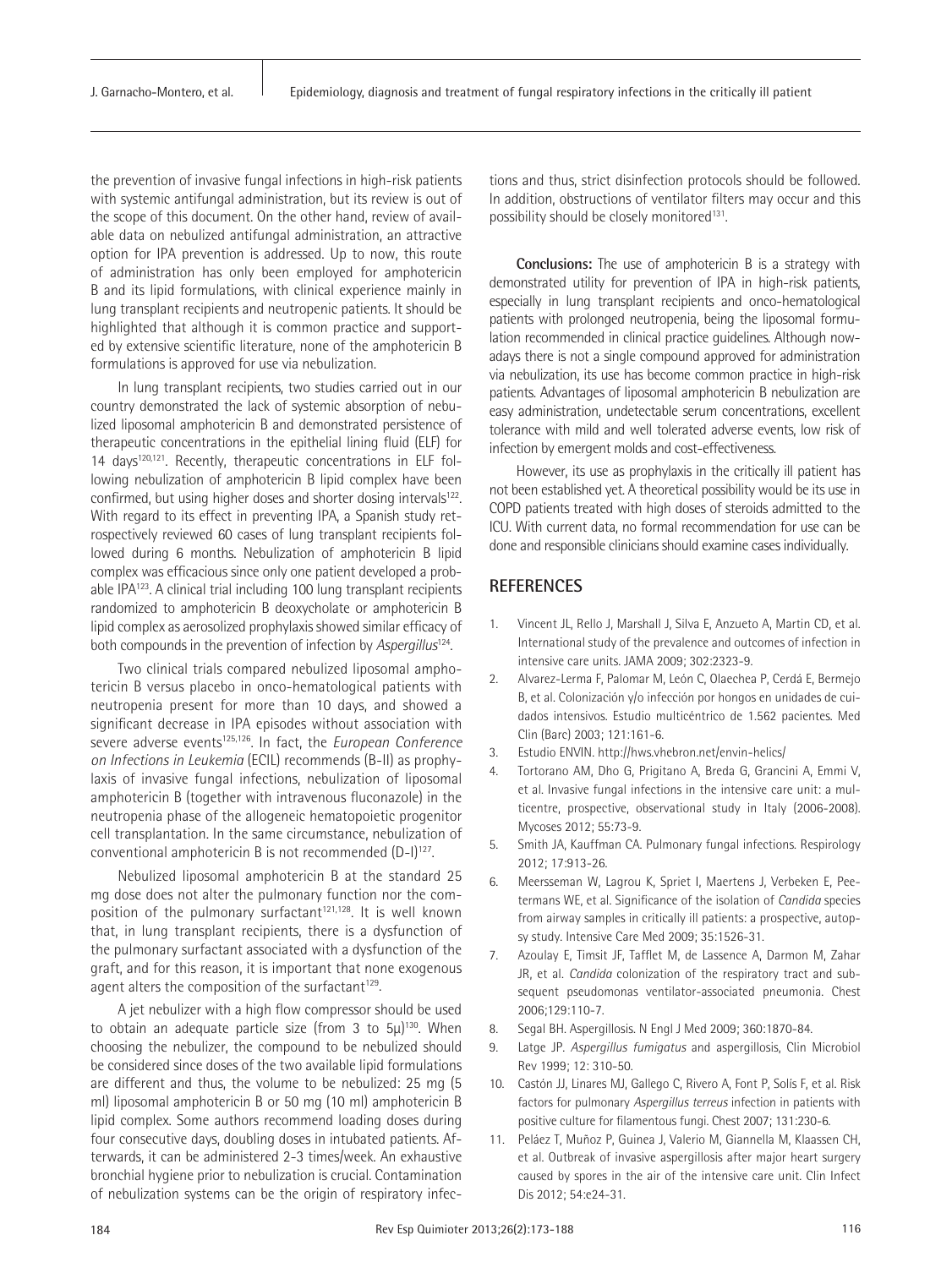the prevention of invasive fungal infections in high-risk patients with systemic antifungal administration, but its review is out of the scope of this document. On the other hand, review of available data on nebulized antifungal administration, an attractive option for IPA prevention is addressed. Up to now, this route of administration has only been employed for amphotericin B and its lipid formulations, with clinical experience mainly in lung transplant recipients and neutropenic patients. It should be highlighted that although it is common practice and supported by extensive scientific literature, none of the amphotericin B formulations is approved for use via nebulization.

In lung transplant recipients, two studies carried out in our country demonstrated the lack of systemic absorption of nebulized liposomal amphotericin B and demonstrated persistence of therapeutic concentrations in the epithelial lining fluid (ELF) for 14 days[120,121]. Recently, therapeutic concentrations in ELF following nebulization of amphotericin B lipid complex have been confirmed, but using higher doses and shorter dosing intervals[122]. With regard to its effect in preventing IPA, a Spanish study retrospectively reviewed 60 cases of lung transplant recipients followed during 6 months. Nebulization of amphotericin B lipid complex was efficacious since only one patient developed a probable IPA[123]. A clinical trial including 100 lung transplant recipients randomized to amphotericin B deoxycholate or amphotericin B lipid complex as aerosolized prophylaxis showed similar efficacy of both compounds in the prevention of infection by *Aspergillus*[124].

Two clinical trials compared nebulized liposomal amphotericin B versus placebo in onco-hematological patients with neutropenia present for more than 10 days, and showed a significant decrease in IPA episodes without association with severe adverse events[125,126]. In fact, the *European Conference on Infections in Leukemia* (ECIL) recommends (B-II) as prophylaxis of invasive fungal infections, nebulization of liposomal amphotericin B (together with intravenous fluconazole) in the neutropenia phase of the allogeneic hematopoietic progenitor cell transplantation. In the same circumstance, nebulization of conventional amphotericin B is not recommended (D-I)[127].

Nebulized liposomal amphotericin B at the standard 25 mg dose does not alter the pulmonary function nor the composition of the pulmonary surfactant[121,128]. It is well known that, in lung transplant recipients, there is a dysfunction of the pulmonary surfactant associated with a dysfunction of the graft, and for this reason, it is important that none exogenous agent alters the composition of the surfactant[129].

A jet nebulizer with a high flow compressor should be used to obtain an adequate particle size (from 3 to 5µ)[130]. When choosing the nebulizer, the compound to be nebulized should be considered since doses of the two available lipid formulations are different and thus, the volume to be nebulized: 25 mg (5 ml) liposomal amphotericin B or 50 mg (10 ml) amphotericin B lipid complex. Some authors recommend loading doses during four consecutive days, doubling doses in intubated patients. Afterwards, it can be administered 2-3 times/week. An exhaustive bronchial hygiene prior to nebulization is crucial. Contamination of nebulization systems can be the origin of respiratory infections and thus, strict disinfection protocols should be followed. In addition, obstructions of ventilator filters may occur and this possibility should be closely monitored[131].

**Conclusions:** The use of amphotericin B is a strategy with demonstrated utility for prevention of IPA in high-risk patients, especially in lung transplant recipients and onco-hematological patients with prolonged neutropenia, being the liposomal formulation recommended in clinical practice guidelines. Although nowadays there is not a single compound approved for administration via nebulization, its use has become common practice in high-risk patients. Advantages of liposomal amphotericin B nebulization are easy administration, undetectable serum concentrations, excellent tolerance with mild and well tolerated adverse events, low risk of infection by emergent molds and cost-effectiveness.

However, its use as prophylaxis in the critically ill patient has not been established yet. A theoretical possibility would be its use in COPD patients treated with high doses of steroids admitted to the ICU. With current data, no formal recommendation for use can be done and responsible clinicians should examine cases individually.

## REFERENCES

1. Vincent JL, Rello J, Marshall J, Silva E, Anzueto A, Martin CD, et al. International study of the prevalence and outcomes of infection in intensive care units. JAMA 2009; 302:2323-9.
2. Alvarez-Lerma F, Palomar M, León C, Olaechea P, Cerdá E, Bermejo B, et al. Colonización y/o infección por hongos en unidades de cuidados intensivos. Estudio multicéntrico de 1.562 pacientes. Med Clin (Barc) 2003; 121:161-6.
3. Estudio ENVIN. http://hws.vhebron.net/envin-helics/
4. Tortorano AM, Dho G, Prigitano A, Breda G, Grancini A, Emmi V, et al. Invasive fungal infections in the intensive care unit: a multicentre, prospective, observational study in Italy (2006-2008). Mycoses 2012; 55:73-9.
5. Smith JA, Kauffman CA. Pulmonary fungal infections. Respirology 2012; 17:913-26.
6. Meersseman W, Lagrou K, Spriet I, Maertens J, Verbeken E, Peetermans WE, et al. Significance of the isolation of *Candida* species from airway samples in critically ill patients: a prospective, autopsy study. Intensive Care Med 2009; 35:1526-31.
7. Azoulay E, Timsit JF, Tafflet M, de Lassence A, Darmon M, Zahar JR, et al. *Candida* colonization of the respiratory tract and subsequent pseudomonas ventilator-associated pneumonia. Chest 2006;129:110-7.
8. Segal BH. Aspergillosis. N Engl J Med 2009; 360:1870-84.
9. Latge JP. *Aspergillus fumigatus* and aspergillosis, Clin Microbiol Rev 1999; 12: 310-50.
10. Castón JJ, Linares MJ, Gallego C, Rivero A, Font P, Solís F, et al. Risk factors for pulmonary *Aspergillus terreus* infection in patients with positive culture for filamentous fungi. Chest 2007; 131:230-6.
11. Peláez T, Muñoz P, Guinea J, Valerio M, Giannella M, Klaassen CH, et al. Outbreak of invasive aspergillosis after major heart surgery caused by spores in the air of the intensive care unit. Clin Infect Dis 2012; 54:e24-31.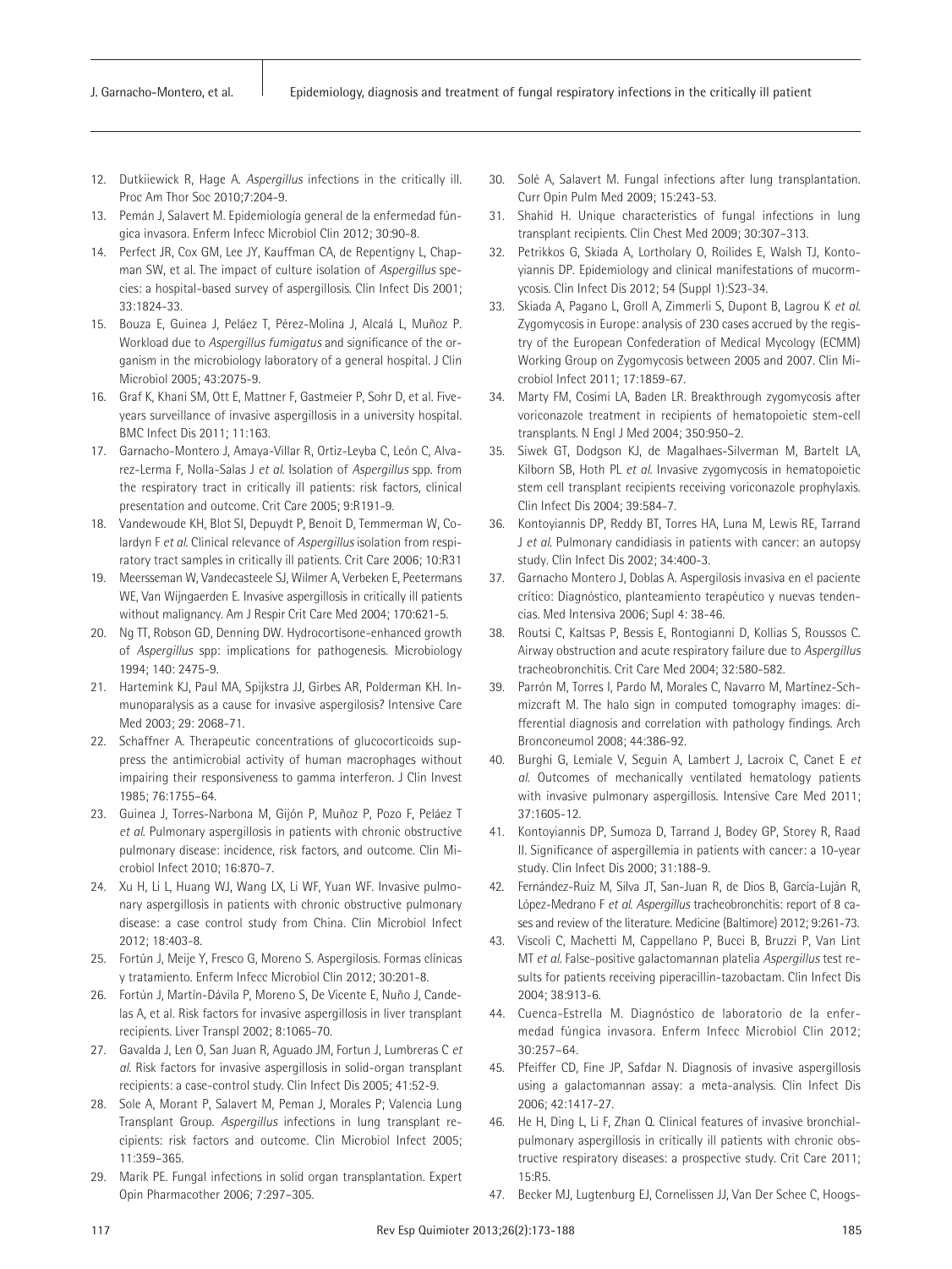12. Dutkiiewick R, Hage A. *Aspergillus* infections in the critically ill. Proc Am Thor Soc 2010;7:204-9.
13. Pemán J, Salavert M. Epidemiología general de la enfermedad fúngica invasora. Enferm Infecc Microbiol Clin 2012; 30:90-8.
14. Perfect JR, Cox GM, Lee JY, Kauffman CA, de Repentigny L, Chapman SW, et al. The impact of culture isolation of *Aspergillus* species: a hospital-based survey of aspergillosis. Clin Infect Dis 2001; 33:1824-33.
15. Bouza E, Guinea J, Peláez T, Pérez-Molina J, Alcalá L, Muñoz P. Workload due to *Aspergillus fumigatus* and significance of the organism in the microbiology laboratory of a general hospital. J Clin Microbiol 2005; 43:2075-9.
16. Graf K, Khani SM, Ott E, Mattner F, Gastmeier P, Sohr D, et al. Five-years surveillance of invasive aspergillosis in a university hospital. BMC Infect Dis 2011; 11:163.
17. Garnacho-Montero J, Amaya-Villar R, Ortiz-Leyba C, León C, Alvarez-Lerma F, Nolla-Salas J *et al.* Isolation of *Aspergillus* spp. from the respiratory tract in critically ill patients: risk factors, clinical presentation and outcome. Crit Care 2005; 9:R191-9.
18. Vandewoude KH, Blot SI, Depuydt P, Benoit D, Temmerman W, Colardyn F *et al.* Clinical relevance of *Aspergillus* isolation from respiratory tract samples in critically ill patients. Crit Care 2006; 10:R31
19. Meersseman W, Vandecasteele SJ, Wilmer A, Verbeken E, Peetermans WE, Van Wijngaerden E. Invasive aspergillosis in critically ill patients without malignancy. Am J Respir Crit Care Med 2004; 170:621-5.
20. Ng TT, Robson GD, Denning DW. Hydrocortisone-enhanced growth of *Aspergillus* spp: implications for pathogenesis. Microbiology 1994; 140: 2475-9.
21. Hartemink KJ, Paul MA, Spijkstra JJ, Girbes AR, Polderman KH. Inmunoparalysis as a cause for invasive aspergilosis? Intensive Care Med 2003; 29: 2068-71.
22. Schaffner A. Therapeutic concentrations of glucocorticoids suppress the antimicrobial activity of human macrophages without impairing their responsiveness to gamma interferon. J Clin Invest 1985; 76:1755–64.
23. Guinea J, Torres-Narbona M, Gijón P, Muñoz P, Pozo F, Peláez T *et al.* Pulmonary aspergillosis in patients with chronic obstructive pulmonary disease: incidence, risk factors, and outcome. Clin Microbiol Infect 2010; 16:870-7.
24. Xu H, Li L, Huang WJ, Wang LX, Li WF, Yuan WF. Invasive pulmonary aspergillosis in patients with chronic obstructive pulmonary disease: a case control study from China. Clin Microbiol Infect 2012; 18:403-8.
25. Fortún J, Meije Y, Fresco G, Moreno S. Aspergilosis. Formas clínicas y tratamiento. Enferm Infecc Microbiol Clin 2012; 30:201-8.
26. Fortún J, Martín-Dávila P, Moreno S, De Vicente E, Nuño J, Candelas A, et al. Risk factors for invasive aspergillosis in liver transplant recipients. Liver Transpl 2002; 8:1065-70.
27. Gavalda J, Len O, San Juan R, Aguado JM, Fortun J, Lumbreras C *et al.* Risk factors for invasive aspergillosis in solid-organ transplant recipients: a case-control study. Clin Infect Dis 2005; 41:52-9.
28. Sole A, Morant P, Salavert M, Peman J, Morales P; Valencia Lung Transplant Group. *Aspergillus* infections in lung transplant recipients: risk factors and outcome. Clin Microbiol Infect 2005; 11:359–365.
29. Marik PE. Fungal infections in solid organ transplantation. Expert Opin Pharmacother 2006; 7:297–305.
30. Solé A, Salavert M. Fungal infections after lung transplantation. Curr Opin Pulm Med 2009; 15:243-53.
31. Shahid H. Unique characteristics of fungal infections in lung transplant recipients. Clin Chest Med 2009; 30:307–313.
32. Petrikkos G, Skiada A, Lortholary O, Roilides E, Walsh TJ, Kontoyiannis DP. Epidemiology and clinical manifestations of mucormycosis. Clin Infect Dis 2012; 54 (Suppl 1):S23-34.
33. Skiada A, Pagano L, Groll A, Zimmerli S, Dupont B, Lagrou K *et al.* Zygomycosis in Europe: analysis of 230 cases accrued by the registry of the European Confederation of Medical Mycology (ECMM) Working Group on Zygomycosis between 2005 and 2007. Clin Microbiol Infect 2011; 17:1859-67.
34. Marty FM, Cosimi LA, Baden LR. Breakthrough zygomycosis after voriconazole treatment in recipients of hematopoietic stem-cell transplants. N Engl J Med 2004; 350:950–2.
35. Siwek GT, Dodgson KJ, de Magalhaes-Silverman M, Bartelt LA, Kilborn SB, Hoth PL *et al.* Invasive zygomycosis in hematopoietic stem cell transplant recipients receiving voriconazole prophylaxis. Clin Infect Dis 2004; 39:584-7.
36. Kontoyiannis DP, Reddy BT, Torres HA, Luna M, Lewis RE, Tarrand J *et al.* Pulmonary candidiasis in patients with cancer: an autopsy study. Clin Infect Dis 2002; 34:400-3.
37. Garnacho Montero J, Doblas A. Aspergilosis invasiva en el paciente crítico: Diagnóstico, planteamiento terapéutico y nuevas tendencias. Med Intensiva 2006; Supl 4: 38-46.
38. Routsi C, Kaltsas P, Bessis E, Rontogianni D, Kollias S, Roussos C. Airway obstruction and acute respiratory failure due to *Aspergillus* tracheobronchitis. Crit Care Med 2004; 32:580-582.
39. Parrón M, Torres I, Pardo M, Morales C, Navarro M, Martínez-Schmizcraft M. The halo sign in computed tomography images: differential diagnosis and correlation with pathology findings. Arch Bronconeumol 2008; 44:386-92.
40. Burghi G, Lemiale V, Seguin A, Lambert J, Lacroix C, Canet E *et al.* Outcomes of mechanically ventilated hematology patients with invasive pulmonary aspergillosis. Intensive Care Med 2011; 37:1605-12.
41. Kontoyiannis DP, Sumoza D, Tarrand J, Bodey GP, Storey R, Raad II. Significance of aspergillemia in patients with cancer: a 10-year study. Clin Infect Dis 2000; 31:188-9.
42. Fernández-Ruiz M, Silva JT, San-Juan R, de Dios B, García-Luján R, López-Medrano F *et al. Aspergillus* tracheobronchitis: report of 8 cases and review of the literature. Medicine (Baltimore) 2012; 9:261-73.
43. Viscoli C, Machetti M, Cappellano P, Bucci B, Bruzzi P, Van Lint MT *et al.* False-positive galactomannan platelia *Aspergillus* test results for patients receiving piperacillin-tazobactam. Clin Infect Dis 2004; 38:913-6.
44. Cuenca-Estrella M. Diagnóstico de laboratorio de la enfermedad fúngica invasora. Enferm Infecc Microbiol Clin 2012; 30:257–64.
45. Pfeiffer CD, Fine JP, Safdar N. Diagnosis of invasive aspergillosis using a galactomannan assay: a meta-analysis. Clin Infect Dis 2006; 42:1417-27.
46. He H, Ding L, Li F, Zhan Q. Clinical features of invasive bronchial-pulmonary aspergillosis in critically ill patients with chronic obstructive respiratory diseases: a prospective study. Crit Care 2011; 15:R5.
47. Becker MJ, Lugtenburg EJ, Cornelissen JJ, Van Der Schee C, Hoogs-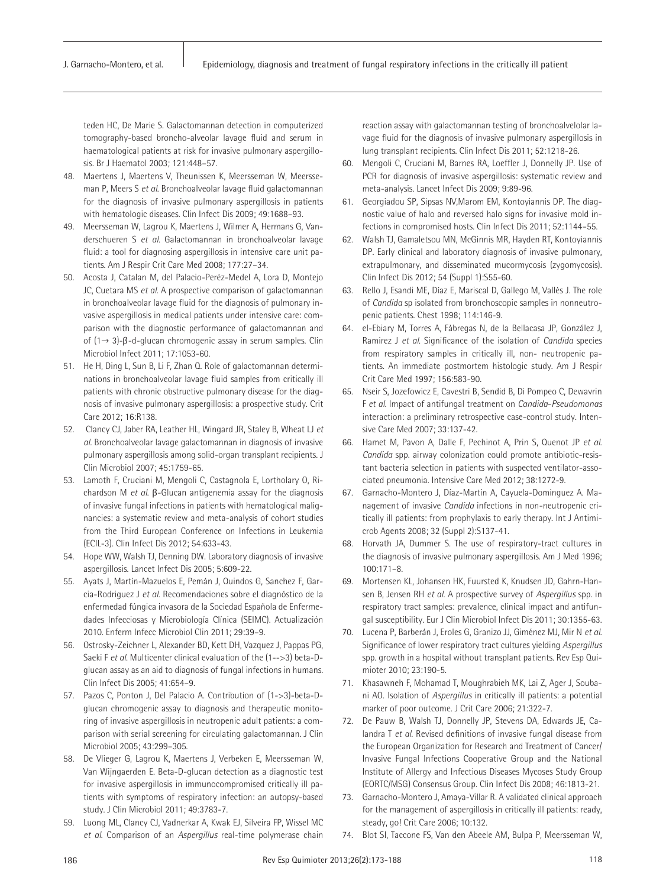teden HC, De Marie S. Galactomannan detection in computerized tomography-based broncho-alveolar lavage fluid and serum in haematological patients at risk for invasive pulmonary aspergillosis. Br J Haematol 2003; 121:448–57.

48. Maertens J, Maertens V, Theunissen K, Meersseman W, Meersseman P, Meers S *et al.* Bronchoalveolar lavage fluid galactomannan for the diagnosis of invasive pulmonary aspergillosis in patients with hematologic diseases. Clin Infect Dis 2009; 49:1688–93.
49. Meersseman W, Lagrou K, Maertens J, Wilmer A, Hermans G, Vanderschueren S *et al.* Galactomannan in bronchoalveolar lavage fluid: a tool for diagnosing aspergillosis in intensive care unit patients. Am J Respir Crit Care Med 2008; 177:27–34.
50. Acosta J, Catalan M, del Palacio-Peréz-Medel A, Lora D, Montejo JC, Cuetara MS *et al.* A prospective comparison of galactomannan in bronchoalveolar lavage fluid for the diagnosis of pulmonary invasive aspergillosis in medical patients under intensive care: comparison with the diagnostic performance of galactomannan and of (1→ 3)-β-d-glucan chromogenic assay in serum samples. Clin Microbiol Infect 2011; 17:1053-60.
51. He H, Ding L, Sun B, Li F, Zhan Q. Role of galactomannan determinations in bronchoalveolar lavage fluid samples from critically ill patients with chronic obstructive pulmonary disease for the diagnosis of invasive pulmonary aspergillosis: a prospective study. Crit Care 2012; 16:R138.
52. Clancy CJ, Jaber RA, Leather HL, Wingard JR, Staley B, Wheat LJ *et al.* Bronchoalveolar lavage galactomannan in diagnosis of invasive pulmonary aspergillosis among solid-organ transplant recipients. J Clin Microbiol 2007; 45:1759-65.
53. Lamoth F, Cruciani M, Mengoli C, Castagnola E, Lortholary O, Richardson M *et al.* β-Glucan antigenemia assay for the diagnosis of invasive fungal infections in patients with hematological malignancies: a systematic review and meta-analysis of cohort studies from the Third European Conference on Infections in Leukemia (ECIL-3). Clin Infect Dis 2012; 54:633-43.
54. Hope WW, Walsh TJ, Denning DW. Laboratory diagnosis of invasive aspergillosis. Lancet Infect Dis 2005; 5:609-22.
55. Ayats J, Martín-Mazuelos E, Pemán J, Quindos G, Sanchez F, Garcia-Rodriguez J *et al.* Recomendaciones sobre el diagnóstico de la enfermedad fúngica invasora de la Sociedad Española de Enfermedades Infecciosas y Microbiología Clínica (SEIMC). Actualización 2010. Enferm Infecc Microbiol Clin 2011; 29:39–9.
56. Ostrosky-Zeichner L, Alexander BD, Kett DH, Vazquez J, Pappas PG, Saeki F *et al.* Multicenter clinical evaluation of the (1-->3) beta-D-glucan assay as an aid to diagnosis of fungal infections in humans. Clin Infect Dis 2005; 41:654–9.
57. Pazos C, Ponton J, Del Palacio A. Contribution of (1->3)-beta-D-glucan chromogenic assay to diagnosis and therapeutic monitoring of invasive aspergillosis in neutropenic adult patients: a comparison with serial screening for circulating galactomannan. J Clin Microbiol 2005; 43:299–305.
58. De Vlieger G, Lagrou K, Maertens J, Verbeken E, Meersseman W, Van Wijngaerden E. Beta-D-glucan detection as a diagnostic test for invasive aspergillosis in immunocompromised critically ill patients with symptoms of respiratory infection: an autopsy-based study. J Clin Microbiol 2011; 49:3783-7.
59. Luong ML, Clancy CJ, Vadnerkar A, Kwak EJ, Silveira FP, Wissel MC *et al.* Comparison of an *Aspergillus* real-time polymerase chain reaction assay with galactomannan testing of bronchoalvelolar lavage fluid for the diagnosis of invasive pulmonary aspergillosis in lung transplant recipients. Clin Infect Dis 2011; 52:1218-26.
60. Mengoli C, Cruciani M, Barnes RA, Loeffler J, Donnelly JP. Use of PCR for diagnosis of invasive aspergillosis: systematic review and meta-analysis. Lancet Infect Dis 2009; 9:89-96.
61. Georgiadou SP, Sipsas NV,Marom EM, Kontoyiannis DP. The diagnostic value of halo and reversed halo signs for invasive mold infections in compromised hosts. Clin Infect Dis 2011; 52:1144–55.
62. Walsh TJ, Gamaletsou MN, McGinnis MR, Hayden RT, Kontoyiannis DP. Early clinical and laboratory diagnosis of invasive pulmonary, extrapulmonary, and disseminated mucormycosis (zygomycosis). Clin Infect Dis 2012; 54 (Suppl 1):S55-60.
63. Rello J, Esandi ME, Díaz E, Mariscal D, Gallego M, Vallès J. The role of *Candida* sp isolated from bronchoscopic samples in nonneutropenic patients. Chest 1998; 114:146-9.
64. el-Ebiary M, Torres A, Fàbregas N, de la Bellacasa JP, González J, Ramirez J *et al.* Significance of the isolation of *Candida* species from respiratory samples in critically ill, non- neutropenic patients. An immediate postmortem histologic study. Am J Respir Crit Care Med 1997; 156:583-90.
65. Nseir S, Jozefowicz E, Cavestri B, Sendid B, Di Pompeo C, Dewavrin F *et al.* Impact of antifungal treatment on *Candida-Pseudomonas* interaction: a preliminary retrospective case-control study. Intensive Care Med 2007; 33:137-42.
66. Hamet M, Pavon A, Dalle F, Pechinot A, Prin S, Quenot JP *et al.* *Candida* spp. airway colonization could promote antibiotic-resistant bacteria selection in patients with suspected ventilator-associated pneumonia. Intensive Care Med 2012; 38:1272-9.
67. Garnacho-Montero J, Díaz-Martín A, Cayuela-Dominguez A. Management of invasive *Candida* infections in non-neutropenic critically ill patients: from prophylaxis to early therapy. Int J Antimicrob Agents 2008; 32 (Suppl 2):S137-41.
68. Horvath JA, Dummer S. The use of respiratory-tract cultures in the diagnosis of invasive pulmonary aspergillosis. Am J Med 1996; 100:171–8.
69. Mortensen KL, Johansen HK, Fuursted K, Knudsen JD, Gahrn-Hansen B, Jensen RH *et al.* A prospective survey of *Aspergillus* spp. in respiratory tract samples: prevalence, clinical impact and antifungal susceptibility. Eur J Clin Microbiol Infect Dis 2011; 30:1355-63.
70. Lucena P, Barberán J, Eroles G, Granizo JJ, Giménez MJ, Mir N *et al.* Significance of lower respiratory tract cultures yielding *Aspergillus* spp. growth in a hospital without transplant patients. Rev Esp Quimioter 2010; 23:190-5.
71. Khasawneh F, Mohamad T, Moughrabieh MK, Lai Z, Ager J, Soubani AO. Isolation of *Aspergillus* in critically ill patients: a potential marker of poor outcome. J Crit Care 2006; 21:322-7.
72. De Pauw B, Walsh TJ, Donnelly JP, Stevens DA, Edwards JE, Calandra T *et al.* Revised definitions of invasive fungal disease from the European Organization for Research and Treatment of Cancer/ Invasive Fungal Infections Cooperative Group and the National Institute of Allergy and Infectious Diseases Mycoses Study Group (EORTC/MSG) Consensus Group. Clin Infect Dis 2008; 46:1813-21.
73. Garnacho-Montero J, Amaya-Villar R. A validated clinical approach for the management of aspergillosis in critically ill patients: ready, steady, go! Crit Care 2006; 10:132.
74. Blot SI, Taccone FS, Van den Abeele AM, Bulpa P, Meersseman W,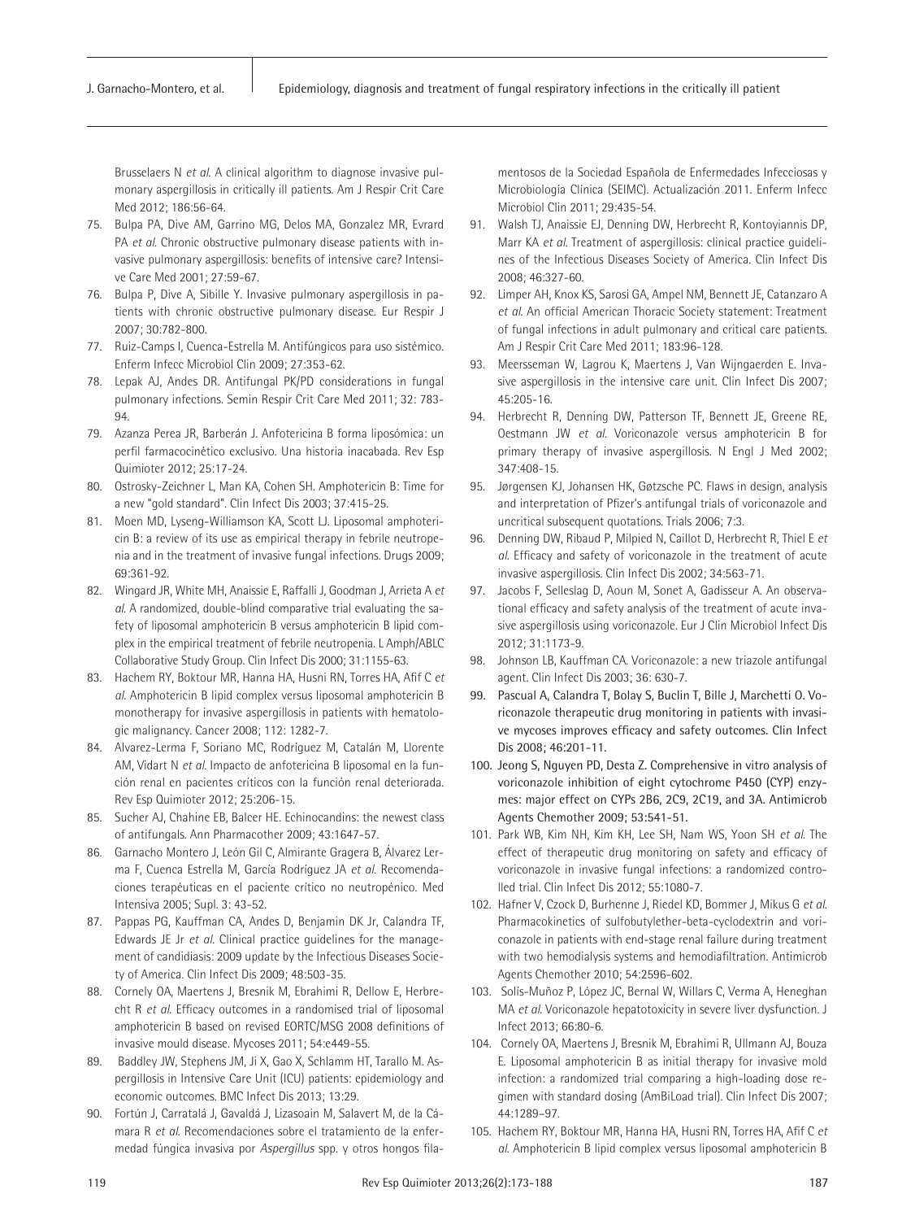Brusselaers N *et al.* A clinical algorithm to diagnose invasive pulmonary aspergillosis in critically ill patients. Am J Respir Crit Care Med 2012; 186:56-64.

75. Bulpa PA, Dive AM, Garrino MG, Delos MA, Gonzalez MR, Evrard PA *et al.* Chronic obstructive pulmonary disease patients with invasive pulmonary aspergillosis: benefits of intensive care? Intensive Care Med 2001; 27:59-67.
76. Bulpa P, Dive A, Sibille Y. Invasive pulmonary aspergillosis in patients with chronic obstructive pulmonary disease. Eur Respir J 2007; 30:782-800.
77. Ruiz-Camps I, Cuenca-Estrella M. Antifúngicos para uso sistémico. Enferm Infecc Microbiol Clin 2009; 27:353-62.
78. Lepak AJ, Andes DR. Antifungal PK/PD considerations in fungal pulmonary infections. Semin Respir Crit Care Med 2011; 32: 783-94.
79. Azanza Perea JR, Barberán J. Anfotericina B forma liposómica: un perfil farmacocinético exclusivo. Una historia inacabada. Rev Esp Quimioter 2012; 25:17-24.
80. Ostrosky-Zeichner L, Man KA, Cohen SH. Amphotericin B: Time for a new "gold standard". Clin Infect Dis 2003; 37:415-25.
81. Moen MD, Lyseng-Williamson KA, Scott LJ. Liposomal amphotericin B: a review of its use as empirical therapy in febrile neutropenia and in the treatment of invasive fungal infections. Drugs 2009; 69:361-92.
82. Wingard JR, White MH, Anaissie E, Raffalli J, Goodman J, Arrieta A *et al.* A randomized, double-blind comparative trial evaluating the safety of liposomal amphotericin B versus amphotericin B lipid complex in the empirical treatment of febrile neutropenia. L Amph/ABLC Collaborative Study Group. Clin Infect Dis 2000; 31:1155-63.
83. Hachem RY, Boktour MR, Hanna HA, Husni RN, Torres HA, Afif C *et al.* Amphotericin B lipid complex versus liposomal amphotericin B monotherapy for invasive aspergillosis in patients with hematologic malignancy. Cancer 2008; 112: 1282-7.
84. Alvarez-Lerma F, Soriano MC, Rodríguez M, Catalán M, Llorente AM, Vidart N *et al.* Impacto de anfotericina B liposomal en la función renal en pacientes críticos con la función renal deteriorada. Rev Esp Quimioter 2012; 25:206-15.
85. Sucher AJ, Chahine EB, Balcer HE. Echinocandins: the newest class of antifungals. Ann Pharmacother 2009; 43:1647-57.
86. Garnacho Montero J, León Gil C, Almirante Gragera B, Álvarez Lerma F, Cuenca Estrella M, García Rodríguez JA *et al.* Recomendaciones terapéuticas en el paciente crítico no neutropénico. Med Intensiva 2005; Supl. 3: 43-52.
87. Pappas PG, Kauffman CA, Andes D, Benjamin DK Jr, Calandra TF, Edwards JE Jr *et al.* Clinical practice guidelines for the management of candidiasis: 2009 update by the Infectious Diseases Society of America. Clin Infect Dis 2009; 48:503-35.
88. Cornely OA, Maertens J, Bresnik M, Ebrahimi R, Dellow E, Herbrecht R *et al.* Efficacy outcomes in a randomised trial of liposomal amphotericin B based on revised EORTC/MSG 2008 definitions of invasive mould disease. Mycoses 2011; 54:e449-55.
89. Baddley JW, Stephens JM, Ji X, Gao X, Schlamm HT, Tarallo M. Aspergillosis in Intensive Care Unit (ICU) patients: epidemiology and economic outcomes. BMC Infect Dis 2013; 13:29.
90. Fortún J, Carratalá J, Gavaldá J, Lizasoain M, Salavert M, de la Cámara R *et al.* Recomendaciones sobre el tratamiento de la enfermedad fúngica invasiva por *Aspergillus* spp. y otros hongos filamentosos de la Sociedad Española de Enfermedades Infecciosas y Microbiología Clínica (SEIMC). Actualización 2011. Enferm Infecc Microbiol Clin 2011; 29:435-54.
91. Walsh TJ, Anaissie EJ, Denning DW, Herbrecht R, Kontoyiannis DP, Marr KA *et al.* Treatment of aspergillosis: clinical practice guidelines of the Infectious Diseases Society of America. Clin Infect Dis 2008; 46:327-60.
92. Limper AH, Knox KS, Sarosi GA, Ampel NM, Bennett JE, Catanzaro A *et al.* An official American Thoracic Society statement: Treatment of fungal infections in adult pulmonary and critical care patients. Am J Respir Crit Care Med 2011; 183:96-128.
93. Meersseman W, Lagrou K, Maertens J, Van Wijngaerden E. Invasive aspergillosis in the intensive care unit. Clin Infect Dis 2007; 45:205-16.
94. Herbrecht R, Denning DW, Patterson TF, Bennett JE, Greene RE, Oestmann JW *et al.* Voriconazole versus amphotericin B for primary therapy of invasive aspergillosis. N Engl J Med 2002; 347:408-15.
95. Jørgensen KJ, Johansen HK, Gøtzsche PC. Flaws in design, analysis and interpretation of Pfizer's antifungal trials of voriconazole and uncritical subsequent quotations. Trials 2006; 7:3.
96. Denning DW, Ribaud P, Milpied N, Caillot D, Herbrecht R, Thiel E *et al.* Efficacy and safety of voriconazole in the treatment of acute invasive aspergillosis. Clin Infect Dis 2002; 34:563-71.
97. Jacobs F, Selleslag D, Aoun M, Sonet A, Gadisseur A. An observational efficacy and safety analysis of the treatment of acute invasive aspergillosis using voriconazole. Eur J Clin Microbiol Infect Dis 2012; 31:1173-9.
98. Johnson LB, Kauffman CA. Voriconazole: a new triazole antifungal agent. Clin Infect Dis 2003; 36: 630-7.
99. Pascual A, Calandra T, Bolay S, Buclin T, Bille J, Marchetti O. Voriconazole therapeutic drug monitoring in patients with invasive mycoses improves efficacy and safety outcomes. Clin Infect Dis 2008; 46:201-11.
100. Jeong S, Nguyen PD, Desta Z. Comprehensive in vitro analysis of voriconazole inhibition of eight cytochrome P450 (CYP) enzymes: major effect on CYPs 2B6, 2C9, 2C19, and 3A. Antimicrob Agents Chemother 2009; 53:541-51.
101. Park WB, Kim NH, Kim KH, Lee SH, Nam WS, Yoon SH *et al.* The effect of therapeutic drug monitoring on safety and efficacy of voriconazole in invasive fungal infections: a randomized controlled trial. Clin Infect Dis 2012; 55:1080-7.
102. Hafner V, Czock D, Burhenne J, Riedel KD, Bommer J, Mikus G *et al.* Pharmacokinetics of sulfobutylether-beta-cyclodextrin and voriconazole in patients with end-stage renal failure during treatment with two hemodialysis systems and hemodiafiltration. Antimicrob Agents Chemother 2010; 54:2596-602.
103. Solís-Muñoz P, López JC, Bernal W, Willars C, Verma A, Heneghan MA *et al.* Voriconazole hepatotoxicity in severe liver dysfunction. J Infect 2013; 66:80-6.
104. Cornely OA, Maertens J, Bresnik M, Ebrahimi R, Ullmann AJ, Bouza E. Liposomal amphotericin B as initial therapy for invasive mold infection: a randomized trial comparing a high-loading dose regimen with standard dosing (AmBiLoad trial). Clin Infect Dis 2007; 44:1289–97.
105. Hachem RY, Boktour MR, Hanna HA, Husni RN, Torres HA, Afif C *et al.* Amphotericin B lipid complex versus liposomal amphotericin B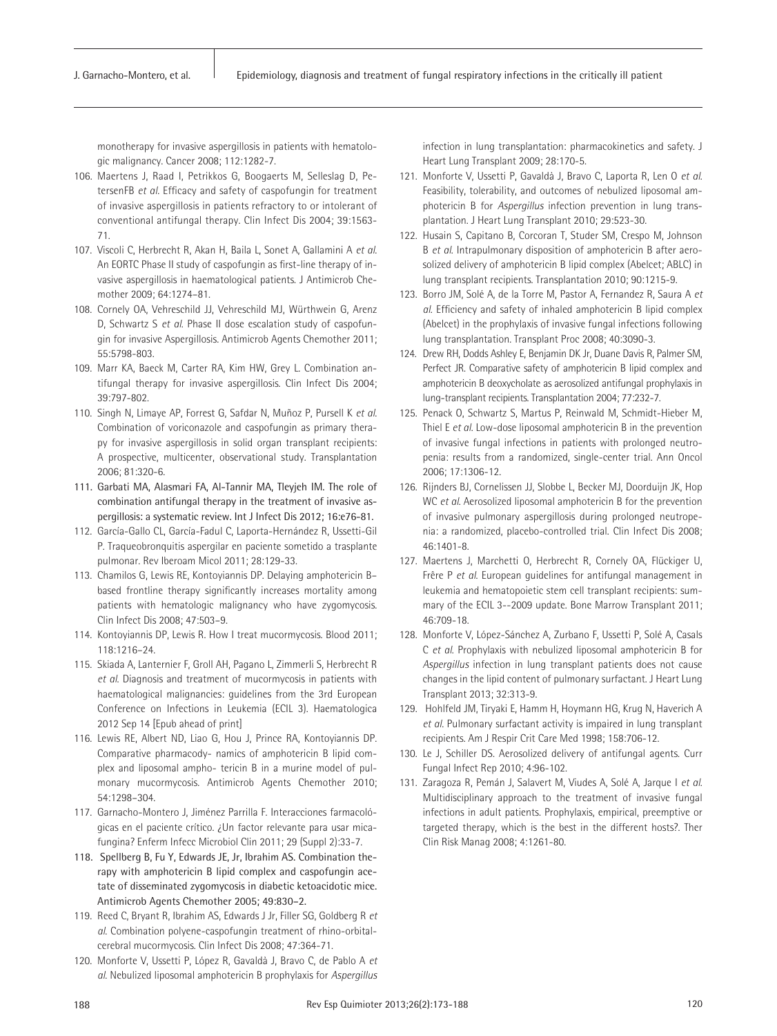monotherapy for invasive aspergillosis in patients with hematologic malignancy. Cancer 2008; 112:1282-7.

106. Maertens J, Raad I, Petrikkos G, Boogaerts M, Selleslag D, PetersenFB *et al*. Efficacy and safety of caspofungin for treatment of invasive aspergillosis in patients refractory to or intolerant of conventional antifungal therapy. Clin Infect Dis 2004; 39:1563-71.
107. Viscoli C, Herbrecht R, Akan H, Baila L, Sonet A, Gallamini A *et al*. An EORTC Phase II study of caspofungin as first-line therapy of invasive aspergillosis in haematological patients. J Antimicrob Chemother 2009; 64:1274–81.
108. Cornely OA, Vehreschild JJ, Vehreschild MJ, Würthwein G, Arenz D, Schwartz S *et al*. Phase II dose escalation study of caspofungin for invasive Aspergillosis. Antimicrob Agents Chemother 2011; 55:5798-803.
109. Marr KA, Baeck M, Carter RA, Kim HW, Grey L. Combination antifungal therapy for invasive aspergillosis. Clin Infect Dis 2004; 39:797-802.
110. Singh N, Limaye AP, Forrest G, Safdar N, Muñoz P, Pursell K *et al*. Combination of voriconazole and caspofungin as primary therapy for invasive aspergillosis in solid organ transplant recipients: A prospective, multicenter, observational study. Transplantation 2006; 81:320-6.
111. Garbati MA, Alasmari FA, Al-Tannir MA, Tleyjeh IM. The role of combination antifungal therapy in the treatment of invasive aspergillosis: a systematic review. Int J Infect Dis 2012; 16:e76-81.
112. García-Gallo CL, García-Fadul C, Laporta-Hernández R, Ussetti-Gil P. Traqueobronquitis aspergilar en paciente sometido a trasplante pulmonar. Rev Iberoam Micol 2011; 28:129-33.
113. Chamilos G, Lewis RE, Kontoyiannis DP. Delaying amphotericin B–based frontline therapy significantly increases mortality among patients with hematologic malignancy who have zygomycosis. Clin Infect Dis 2008; 47:503–9.
114. Kontoyiannis DP, Lewis R. How I treat mucormycosis. Blood 2011; 118:1216–24.
115. Skiada A, Lanternier F, Groll AH, Pagano L, Zimmerli S, Herbrecht R *et al*. Diagnosis and treatment of mucormycosis in patients with haematological malignancies: guidelines from the 3rd European Conference on Infections in Leukemia (ECIL 3). Haematologica 2012 Sep 14 [Epub ahead of print]
116. Lewis RE, Albert ND, Liao G, Hou J, Prince RA, Kontoyiannis DP. Comparative pharmacody- namics of amphotericin B lipid complex and liposomal ampho- tericin B in a murine model of pulmonary mucormycosis. Antimicrob Agents Chemother 2010; 54:1298–304.
117. Garnacho-Montero J, Jiménez Parrilla F. Interacciones farmacológicas en el paciente crítico. ¿Un factor relevante para usar micafungina? Enferm Infecc Microbiol Clin 2011; 29 (Suppl 2):33-7.
118. Spellberg B, Fu Y, Edwards JE, Jr, Ibrahim AS. Combination therapy with amphotericin B lipid complex and caspofungin acetate of disseminated zygomycosis in diabetic ketoacidotic mice. Antimicrob Agents Chemother 2005; 49:830–2.
119. Reed C, Bryant R, Ibrahim AS, Edwards J Jr, Filler SG, Goldberg R *et al*. Combination polyene-caspofungin treatment of rhino-orbital-cerebral mucormycosis. Clin Infect Dis 2008; 47:364-71.
120. Monforte V, Ussetti P, López R, Gavaldà J, Bravo C, de Pablo A *et al*. Nebulized liposomal amphotericin B prophylaxis for *Aspergillus* infection in lung transplantation: pharmacokinetics and safety. J Heart Lung Transplant 2009; 28:170-5.
121. Monforte V, Ussetti P, Gavaldà J, Bravo C, Laporta R, Len O *et al*. Feasibility, tolerability, and outcomes of nebulized liposomal amphotericin B for *Aspergillus* infection prevention in lung transplantation. J Heart Lung Transplant 2010; 29:523-30.
122. Husain S, Capitano B, Corcoran T, Studer SM, Crespo M, Johnson B *et al*. Intrapulmonary disposition of amphotericin B after aerosolized delivery of amphotericin B lipid complex (Abelcet; ABLC) in lung transplant recipients. Transplantation 2010; 90:1215-9.
123. Borro JM, Solé A, de la Torre M, Pastor A, Fernandez R, Saura A *et al*. Efficiency and safety of inhaled amphotericin B lipid complex (Abelcet) in the prophylaxis of invasive fungal infections following lung transplantation. Transplant Proc 2008; 40:3090-3.
124. Drew RH, Dodds Ashley E, Benjamin DK Jr, Duane Davis R, Palmer SM, Perfect JR. Comparative safety of amphotericin B lipid complex and amphotericin B deoxycholate as aerosolized antifungal prophylaxis in lung-transplant recipients. Transplantation 2004; 77:232-7.
125. Penack O, Schwartz S, Martus P, Reinwald M, Schmidt-Hieber M, Thiel E *et al*. Low-dose liposomal amphotericin B in the prevention of invasive fungal infections in patients with prolonged neutropenia: results from a randomized, single-center trial. Ann Oncol 2006; 17:1306-12.
126. Rijnders BJ, Cornelissen JJ, Slobbe L, Becker MJ, Doorduijn JK, Hop WC *et al*. Aerosolized liposomal amphotericin B for the prevention of invasive pulmonary aspergillosis during prolonged neutropenia: a randomized, placebo-controlled trial. Clin Infect Dis 2008; 46:1401-8.
127. Maertens J, Marchetti O, Herbrecht R, Cornely OA, Flückiger U, Frêre P *et al*. European guidelines for antifungal management in leukemia and hematopoietic stem cell transplant recipients: summary of the ECIL 3--2009 update. Bone Marrow Transplant 2011; 46:709-18.
128. Monforte V, López-Sánchez A, Zurbano F, Ussetti P, Solé A, Casals C *et al*. Prophylaxis with nebulized liposomal amphotericin B for *Aspergillus* infection in lung transplant patients does not cause changes in the lipid content of pulmonary surfactant. J Heart Lung Transplant 2013; 32:313-9.
129. Hohlfeld JM, Tiryaki E, Hamm H, Hoymann HG, Krug N, Haverich A *et al*. Pulmonary surfactant activity is impaired in lung transplant recipients. Am J Respir Crit Care Med 1998; 158:706-12.
130. Le J, Schiller DS. Aerosolized delivery of antifungal agents. Curr Fungal Infect Rep 2010; 4:96-102.
131. Zaragoza R, Pemán J, Salavert M, Viudes A, Solé A, Jarque I *et al*. Multidisciplinary approach to the treatment of invasive fungal infections in adult patients. Prophylaxis, empirical, preemptive or targeted therapy, which is the best in the different hosts?. Ther Clin Risk Manag 2008; 4:1261-80.